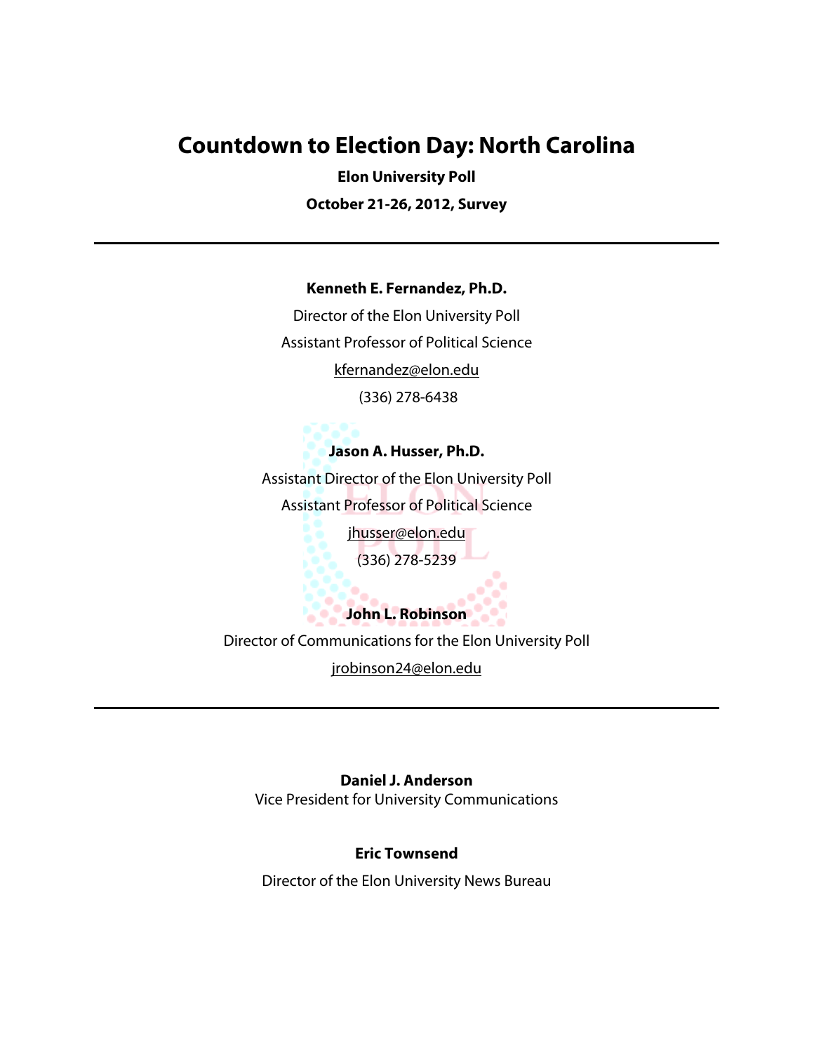# Countdown to Election Day: North Carolina

**Elon University Poll**

**October 21-26, 2012, Survey**

---

**Kenneth E. Fernandez, Ph.D.**

Director of the Elon University Poll

Assistant Professor of Political Science

kfernandez@elon.edu

(336) 278-6438

**Jason A. Husser, Ph.D.**

Assistant Director of the Elon University Poll

Assistant Professor of Political Science

jhusser@elon.edu

(336) 278-5239

**John L. Robinson**

Director of Communications for the Elon University Poll

jrobinson24@elon.edu

---

**Daniel J. Anderson**

Vice President for University Communications

**Eric Townsend**

Director of the Elon University News Bureau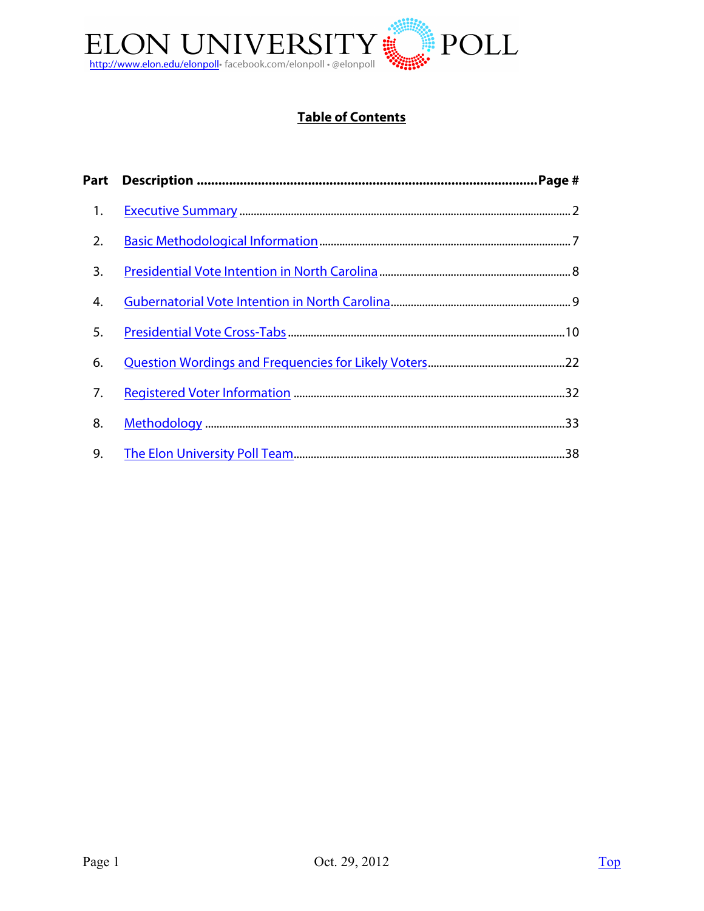ELON UNIVERSITY POLL

http://www.elon.edu/elonpoll • facebook.com/elonpoll • @elonpoll

## Table of Contents

| Part | Description | Page # |
|---|---|---|
| 1. | Executive Summary | 2 |
| 2. | Basic Methodological Information | 7 |
| 3. | Presidential Vote Intention in North Carolina | 8 |
| 4. | Gubernatorial Vote Intention in North Carolina | 9 |
| 5. | Presidential Vote Cross-Tabs | 10 |
| 6. | Question Wordings and Frequencies for Likely Voters | 22 |
| 7. | Registered Voter Information | 32 |
| 8. | Methodology | 33 |
| 9. | The Elon University Poll Team | 38 |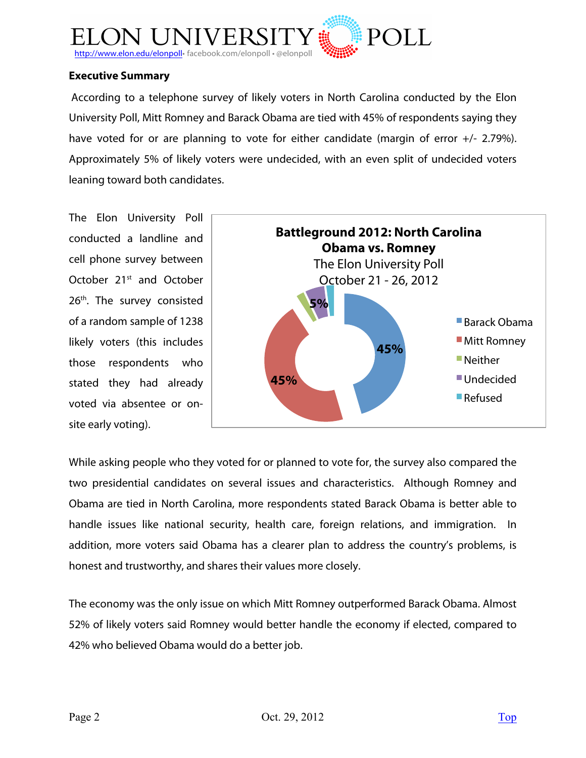**Executive Summary**

According to a telephone survey of likely voters in North Carolina conducted by the Elon University Poll, Mitt Romney and Barack Obama are tied with 45% of respondents saying they have voted for or are planning to vote for either candidate (margin of error +/- 2.79%). Approximately 5% of likely voters were undecided, with an even split of undecided voters leaning toward both candidates.

The Elon University Poll conducted a landline and cell phone survey between October 21st and October 26th. The survey consisted of a random sample of 1238 likely voters (this includes those respondents who stated they had already voted via absentee or on-site early voting).

**Battleground 2012: North Carolina**
**Obama vs. Romney**
The Elon University Poll
October 21 - 26, 2012

| Response | Percent |
|---|---|
| Barack Obama | 45% |
| Mitt Romney | 45% |
| Neither | |
| Undecided | 5% |
| Refused | |

While asking people who they voted for or planned to vote for, the survey also compared the two presidential candidates on several issues and characteristics. Although Romney and Obama are tied in North Carolina, more respondents stated Barack Obama is better able to handle issues like national security, health care, foreign relations, and immigration. In addition, more voters said Obama has a clearer plan to address the country's problems, is honest and trustworthy, and shares their values more closely.

The economy was the only issue on which Mitt Romney outperformed Barack Obama. Almost 52% of likely voters said Romney would better handle the economy if elected, compared to 42% who believed Obama would do a better job.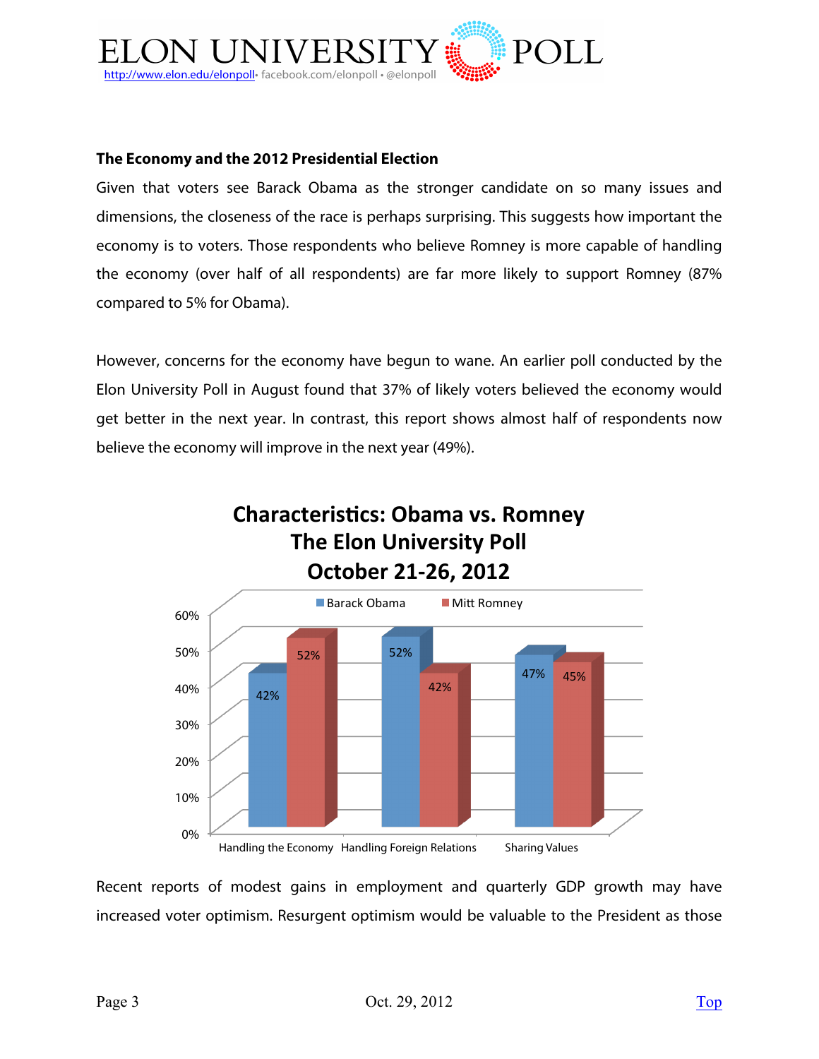### The Economy and the 2012 Presidential Election

Given that voters see Barack Obama as the stronger candidate on so many issues and dimensions, the closeness of the race is perhaps surprising. This suggests how important the economy is to voters. Those respondents who believe Romney is more capable of handling the economy (over half of all respondents) are far more likely to support Romney (87% compared to 5% for Obama).

However, concerns for the economy have begun to wane. An earlier poll conducted by the Elon University Poll in August found that 37% of likely voters believed the economy would get better in the next year. In contrast, this report shows almost half of respondents now believe the economy will improve in the next year (49%).

**Characteristics: Obama vs. Romney**
**The Elon University Poll**
**October 21-26, 2012**

| | Barack Obama | Mitt Romney |
|---|---|---|
| Handling the Economy | 42% | 52% |
| Handling Foreign Relations | 52% | 42% |
| Sharing Values | 47% | 45% |

Recent reports of modest gains in employment and quarterly GDP growth may have increased voter optimism. Resurgent optimism would be valuable to the President as those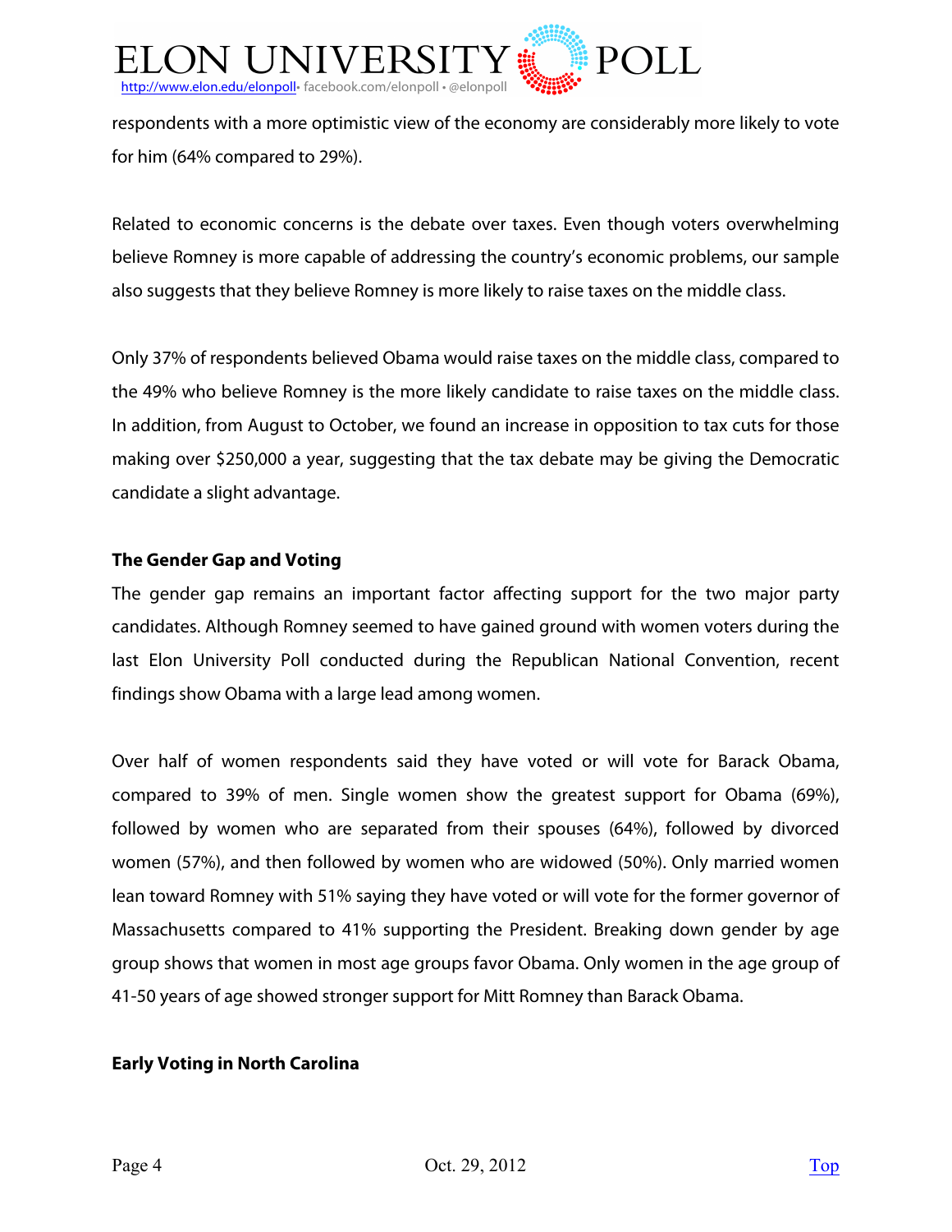respondents with a more optimistic view of the economy are considerably more likely to vote for him (64% compared to 29%).

Related to economic concerns is the debate over taxes. Even though voters overwhelming believe Romney is more capable of addressing the country's economic problems, our sample also suggests that they believe Romney is more likely to raise taxes on the middle class.

Only 37% of respondents believed Obama would raise taxes on the middle class, compared to the 49% who believe Romney is the more likely candidate to raise taxes on the middle class. In addition, from August to October, we found an increase in opposition to tax cuts for those making over $250,000 a year, suggesting that the tax debate may be giving the Democratic candidate a slight advantage.

**The Gender Gap and Voting**

The gender gap remains an important factor affecting support for the two major party candidates. Although Romney seemed to have gained ground with women voters during the last Elon University Poll conducted during the Republican National Convention, recent findings show Obama with a large lead among women.

Over half of women respondents said they have voted or will vote for Barack Obama, compared to 39% of men. Single women show the greatest support for Obama (69%), followed by women who are separated from their spouses (64%), followed by divorced women (57%), and then followed by women who are widowed (50%). Only married women lean toward Romney with 51% saying they have voted or will vote for the former governor of Massachusetts compared to 41% supporting the President. Breaking down gender by age group shows that women in most age groups favor Obama. Only women in the age group of 41-50 years of age showed stronger support for Mitt Romney than Barack Obama.

**Early Voting in North Carolina**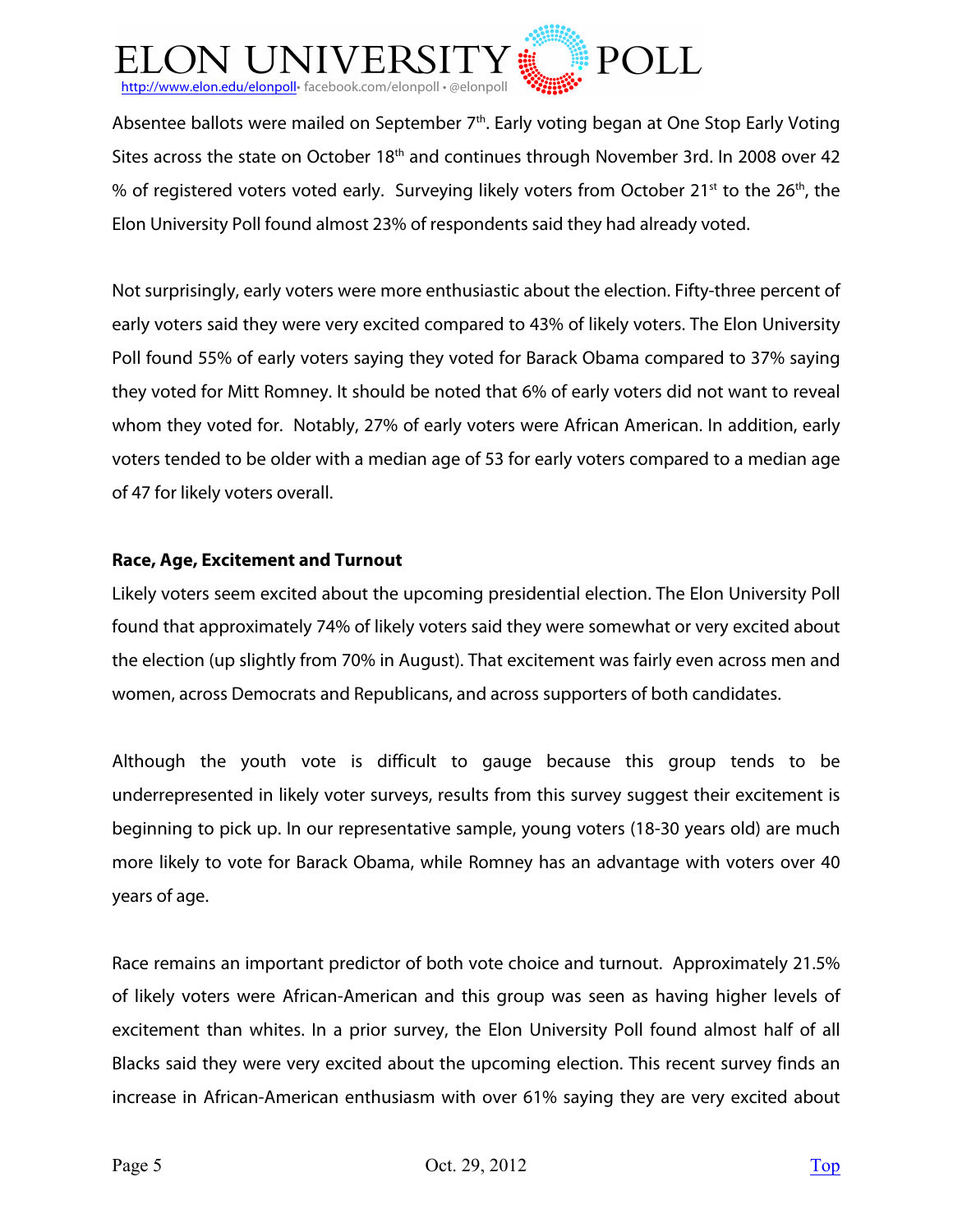Absentee ballots were mailed on September 7th. Early voting began at One Stop Early Voting Sites across the state on October 18th and continues through November 3rd. In 2008 over 42 % of registered voters voted early. Surveying likely voters from October 21st to the 26th, the Elon University Poll found almost 23% of respondents said they had already voted.

Not surprisingly, early voters were more enthusiastic about the election. Fifty-three percent of early voters said they were very excited compared to 43% of likely voters. The Elon University Poll found 55% of early voters saying they voted for Barack Obama compared to 37% saying they voted for Mitt Romney. It should be noted that 6% of early voters did not want to reveal whom they voted for. Notably, 27% of early voters were African American. In addition, early voters tended to be older with a median age of 53 for early voters compared to a median age of 47 for likely voters overall.

**Race, Age, Excitement and Turnout**

Likely voters seem excited about the upcoming presidential election. The Elon University Poll found that approximately 74% of likely voters said they were somewhat or very excited about the election (up slightly from 70% in August). That excitement was fairly even across men and women, across Democrats and Republicans, and across supporters of both candidates.

Although the youth vote is difficult to gauge because this group tends to be underrepresented in likely voter surveys, results from this survey suggest their excitement is beginning to pick up. In our representative sample, young voters (18-30 years old) are much more likely to vote for Barack Obama, while Romney has an advantage with voters over 40 years of age.

Race remains an important predictor of both vote choice and turnout. Approximately 21.5% of likely voters were African-American and this group was seen as having higher levels of excitement than whites. In a prior survey, the Elon University Poll found almost half of all Blacks said they were very excited about the upcoming election. This recent survey finds an increase in African-American enthusiasm with over 61% saying they are very excited about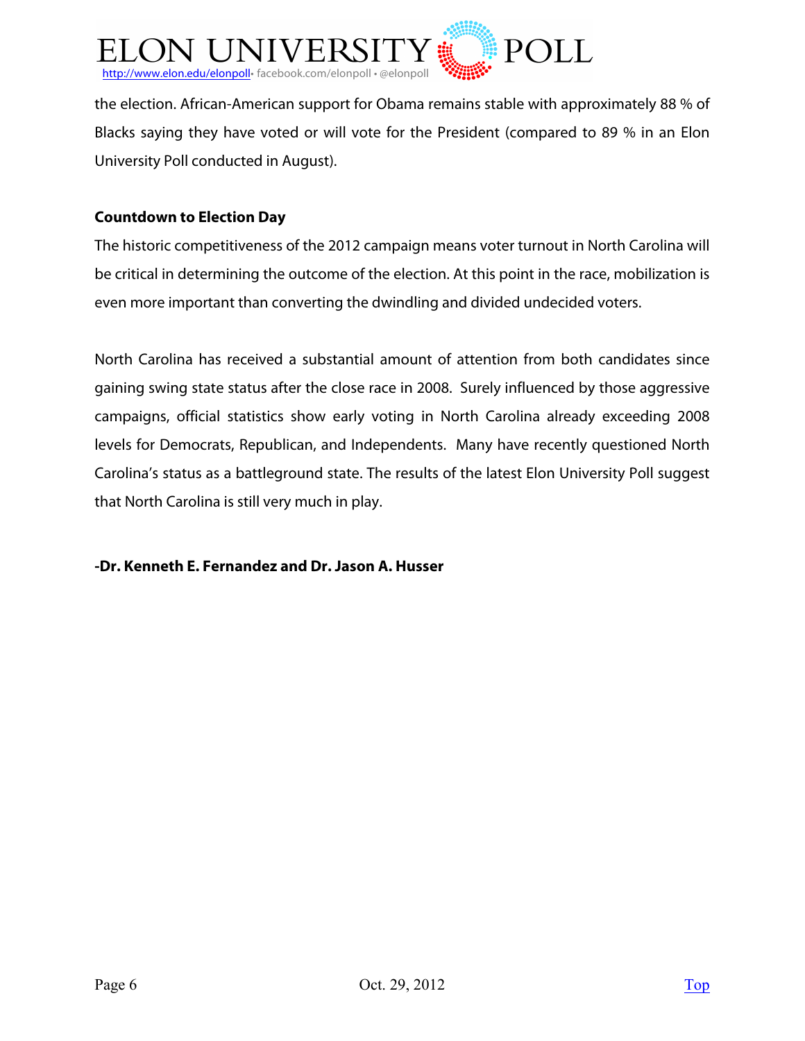the election. African-American support for Obama remains stable with approximately 88 % of Blacks saying they have voted or will vote for the President (compared to 89 % in an Elon University Poll conducted in August).

**Countdown to Election Day**

The historic competitiveness of the 2012 campaign means voter turnout in North Carolina will be critical in determining the outcome of the election. At this point in the race, mobilization is even more important than converting the dwindling and divided undecided voters.

North Carolina has received a substantial amount of attention from both candidates since gaining swing state status after the close race in 2008. Surely influenced by those aggressive campaigns, official statistics show early voting in North Carolina already exceeding 2008 levels for Democrats, Republican, and Independents. Many have recently questioned North Carolina's status as a battleground state. The results of the latest Elon University Poll suggest that North Carolina is still very much in play.

**-Dr. Kenneth E. Fernandez and Dr. Jason A. Husser**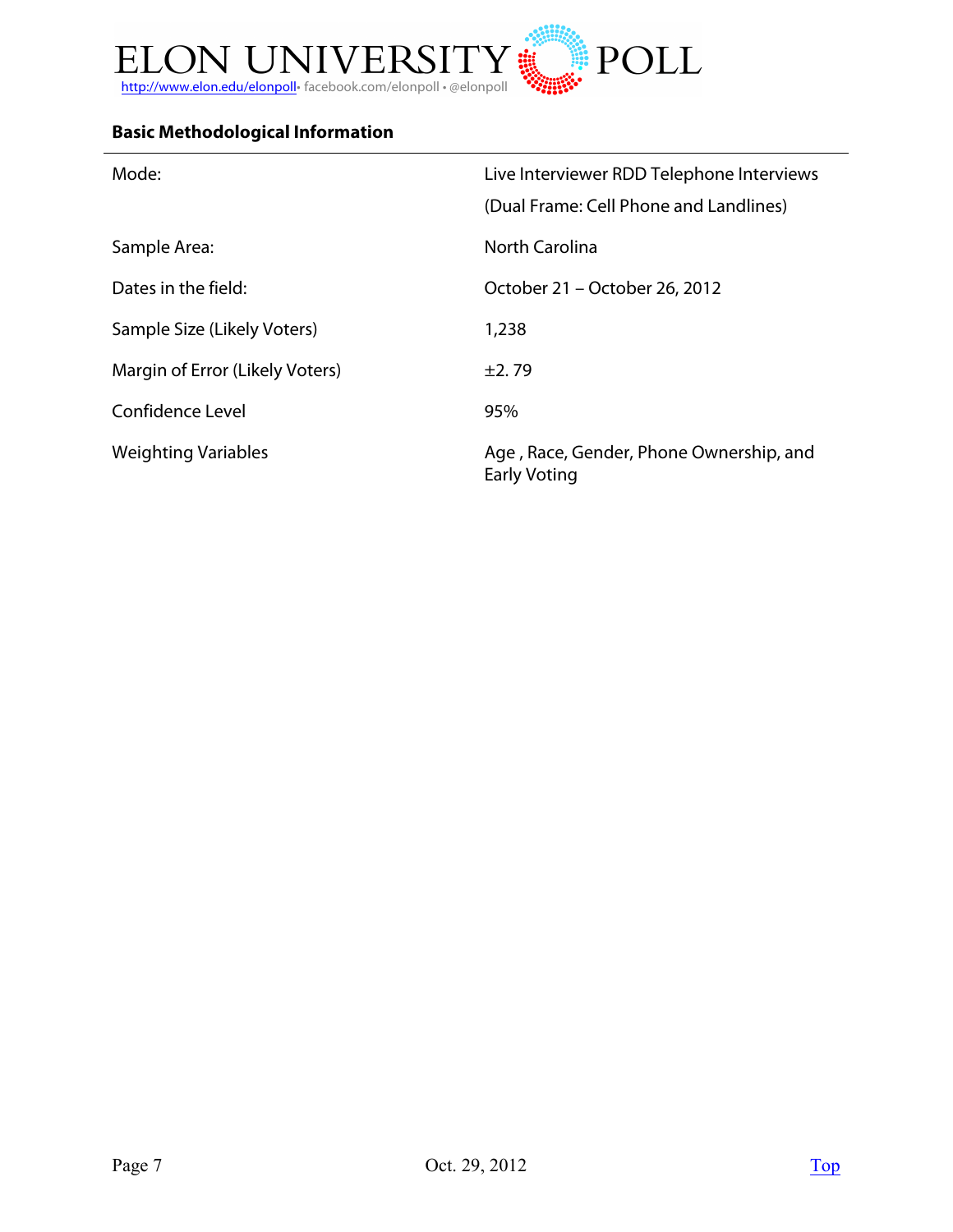ELON UNIVERSITY POLL

http://www.elon.edu/elonpoll • facebook.com/elonpoll • @elonpoll

### Basic Methodological Information

| | |
|---|---|
| Mode: | Live Interviewer RDD Telephone Interviews (Dual Frame: Cell Phone and Landlines) |
| Sample Area: | North Carolina |
| Dates in the field: | October 21 – October 26, 2012 |
| Sample Size (Likely Voters) | 1,238 |
| Margin of Error (Likely Voters) | ±2. 79 |
| Confidence Level | 95% |
| Weighting Variables | Age , Race, Gender, Phone Ownership, and Early Voting |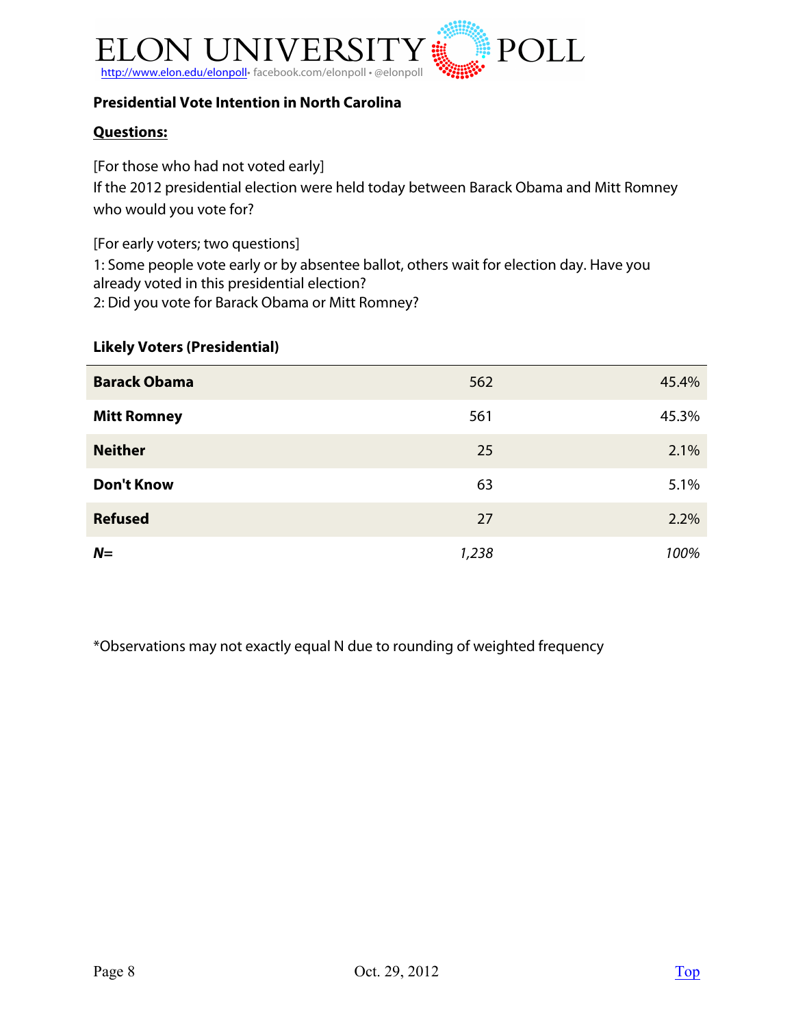### Presidential Vote Intention in North Carolina

**Questions:**

[For those who had not voted early]
If the 2012 presidential election were held today between Barack Obama and Mitt Romney who would you vote for?

[For early voters; two questions]
1: Some people vote early or by absentee ballot, others wait for election day. Have you already voted in this presidential election?
2: Did you vote for Barack Obama or Mitt Romney?

**Likely Voters (Presidential)**

| | | |
|---|---|---|
| **Barack Obama** | 562 | 45.4% |
| **Mitt Romney** | 561 | 45.3% |
| **Neither** | 25 | 2.1% |
| **Don't Know** | 63 | 5.1% |
| **Refused** | 27 | 2.2% |
| ***N=*** | *1,238* | *100%* |

*Observations may not exactly equal N due to rounding of weighted frequency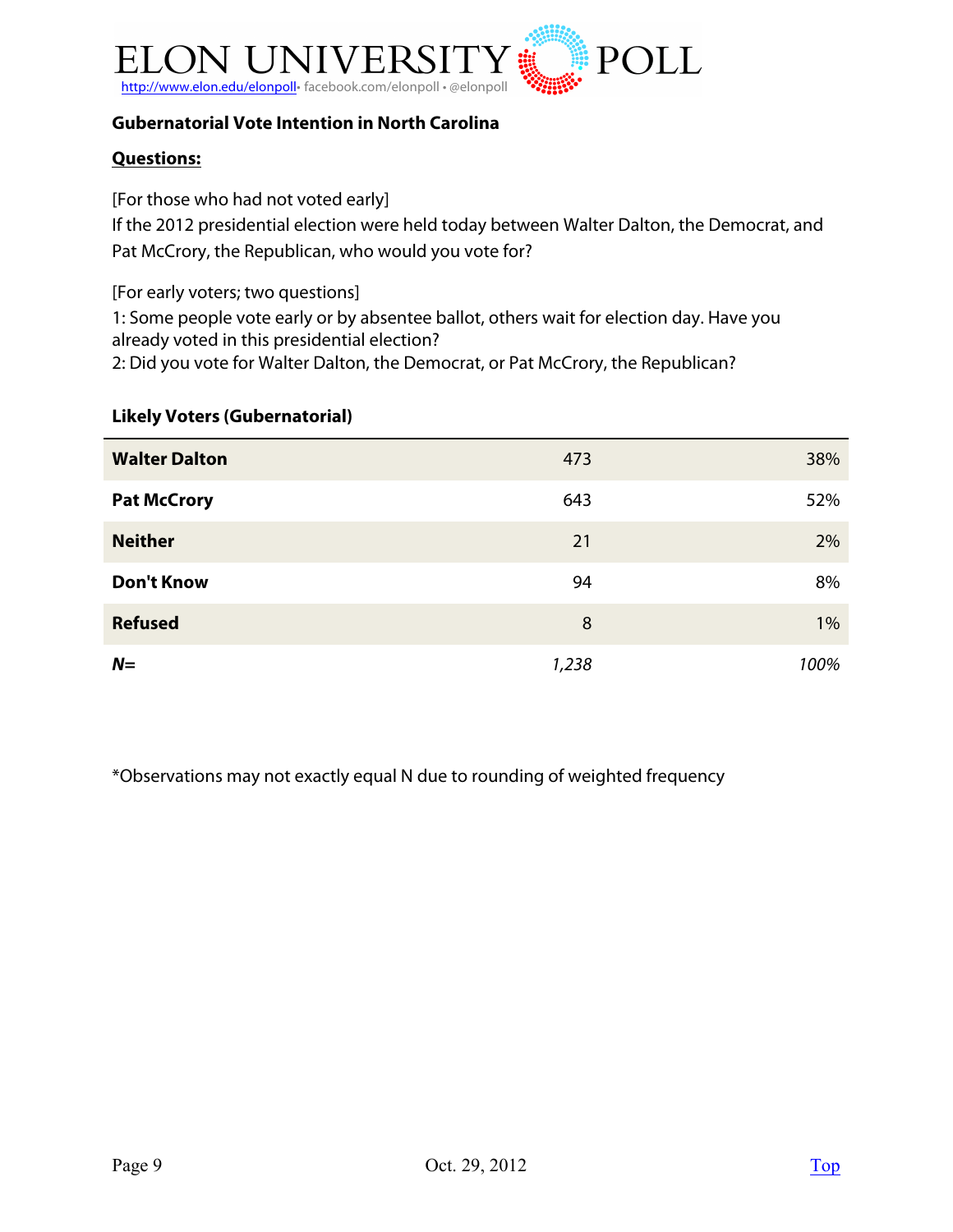### Gubernatorial Vote Intention in North Carolina

**Questions:**

[For those who had not voted early]
If the 2012 presidential election were held today between Walter Dalton, the Democrat, and Pat McCrory, the Republican, who would you vote for?

[For early voters; two questions]
1: Some people vote early or by absentee ballot, others wait for election day. Have you already voted in this presidential election?
2: Did you vote for Walter Dalton, the Democrat, or Pat McCrory, the Republican?

**Likely Voters (Gubernatorial)**

| | | |
|---|---|---|
| **Walter Dalton** | 473 | 38% |
| **Pat McCrory** | 643 | 52% |
| **Neither** | 21 | 2% |
| **Don't Know** | 94 | 8% |
| **Refused** | 8 | 1% |
| ***N=*** | *1,238* | *100%* |

*Observations may not exactly equal N due to rounding of weighted frequency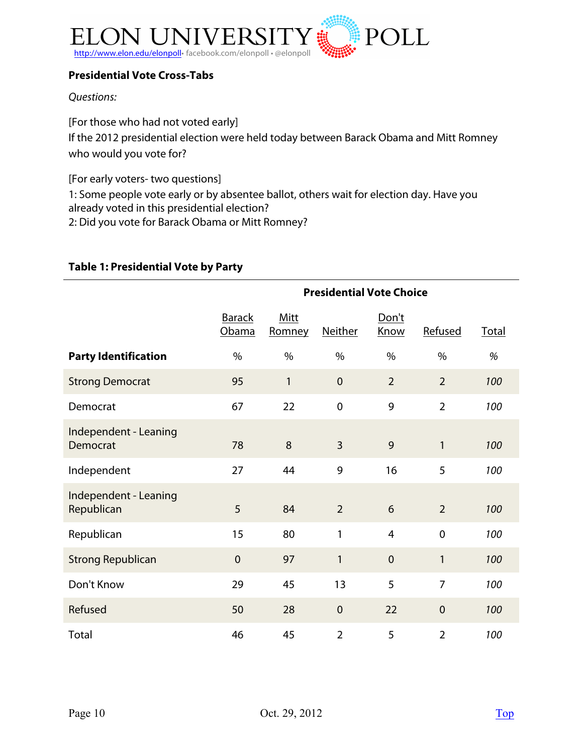## Presidential Vote Cross-Tabs

*Questions:*

[For those who had not voted early]
If the 2012 presidential election were held today between Barack Obama and Mitt Romney who would you vote for?

[For early voters- two questions]
1: Some people vote early or by absentee ballot, others wait for election day. Have you already voted in this presidential election?
2: Did you vote for Barack Obama or Mitt Romney?

### Table 1: Presidential Vote by Party

| | Presidential Vote Choice | | | | | |
|---|---|---|---|---|---|---|
| | Barack Obama | Mitt Romney | Neither | Don't Know | Refused | Total |
| **Party Identification** | % | % | % | % | % | % |
| Strong Democrat | 95 | 1 | 0 | 2 | 2 | *100* |
| Democrat | 67 | 22 | 0 | 9 | 2 | *100* |
| Independent - Leaning Democrat | 78 | 8 | 3 | 9 | 1 | *100* |
| Independent | 27 | 44 | 9 | 16 | 5 | *100* |
| Independent - Leaning Republican | 5 | 84 | 2 | 6 | 2 | *100* |
| Republican | 15 | 80 | 1 | 4 | 0 | *100* |
| Strong Republican | 0 | 97 | 1 | 0 | 1 | *100* |
| Don't Know | 29 | 45 | 13 | 5 | 7 | *100* |
| Refused | 50 | 28 | 0 | 22 | 0 | *100* |
| Total | 46 | 45 | 2 | 5 | 2 | *100* |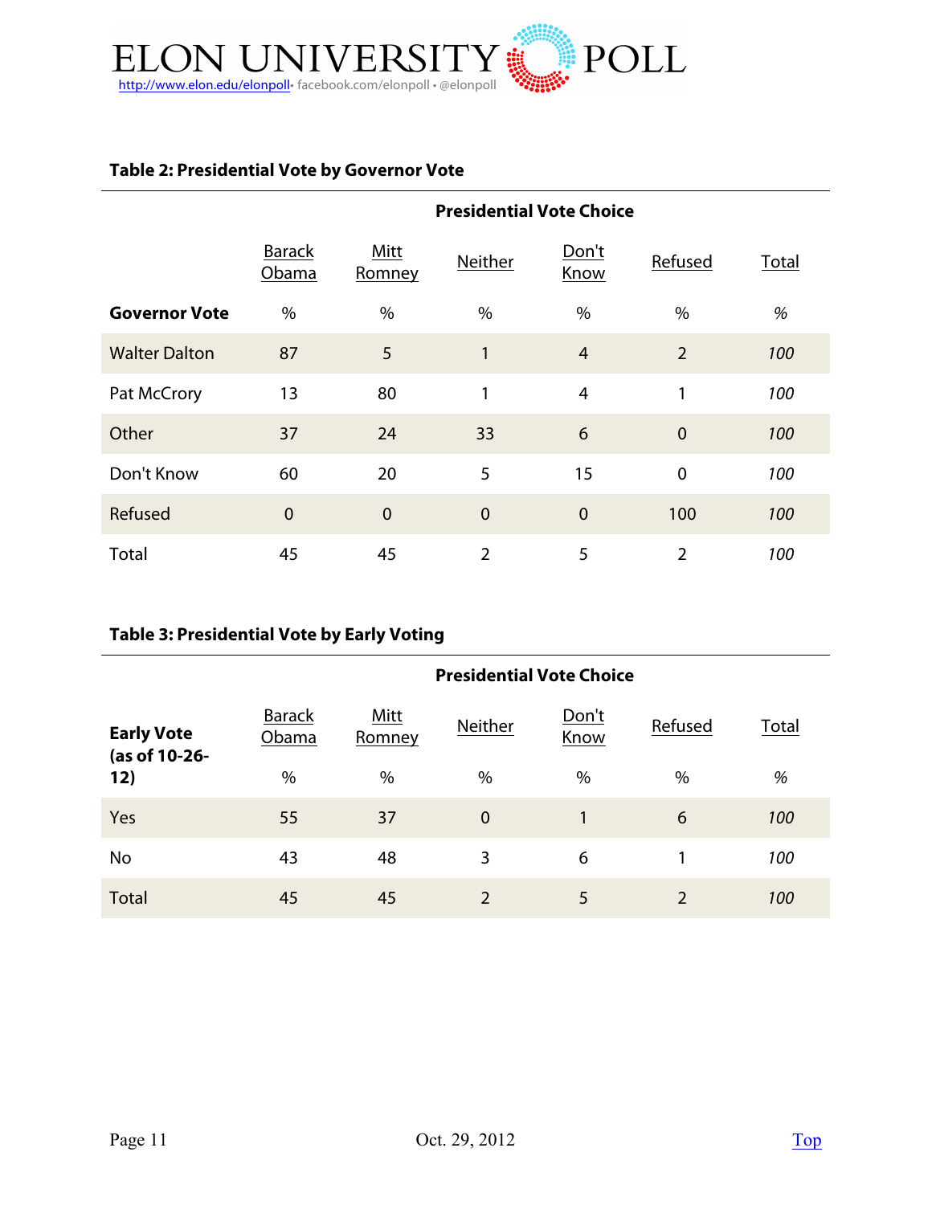### Table 2: Presidential Vote by Governor Vote

| | Presidential Vote Choice | | | | | |
|---|---|---|---|---|---|---|
| | Barack Obama | Mitt Romney | Neither | Don't Know | Refused | Total |
| **Governor Vote** | % | % | % | % | % | % |
| Walter Dalton | 87 | 5 | 1 | 4 | 2 | *100* |
| Pat McCrory | 13 | 80 | 1 | 4 | 1 | *100* |
| Other | 37 | 24 | 33 | 6 | 0 | *100* |
| Don't Know | 60 | 20 | 5 | 15 | 0 | *100* |
| Refused | 0 | 0 | 0 | 0 | 100 | *100* |
| Total | 45 | 45 | 2 | 5 | 2 | *100* |

### Table 3: Presidential Vote by Early Voting

| | Presidential Vote Choice | | | | | |
|---|---|---|---|---|---|---|
| **Early Vote (as of 10-26-12)** | Barack Obama<br>% | Mitt Romney<br>% | Neither<br>% | Don't Know<br>% | Refused<br>% | Total<br>% |
| Yes | 55 | 37 | 0 | 1 | 6 | *100* |
| No | 43 | 48 | 3 | 6 | 1 | *100* |
| Total | 45 | 45 | 2 | 5 | 2 | *100* |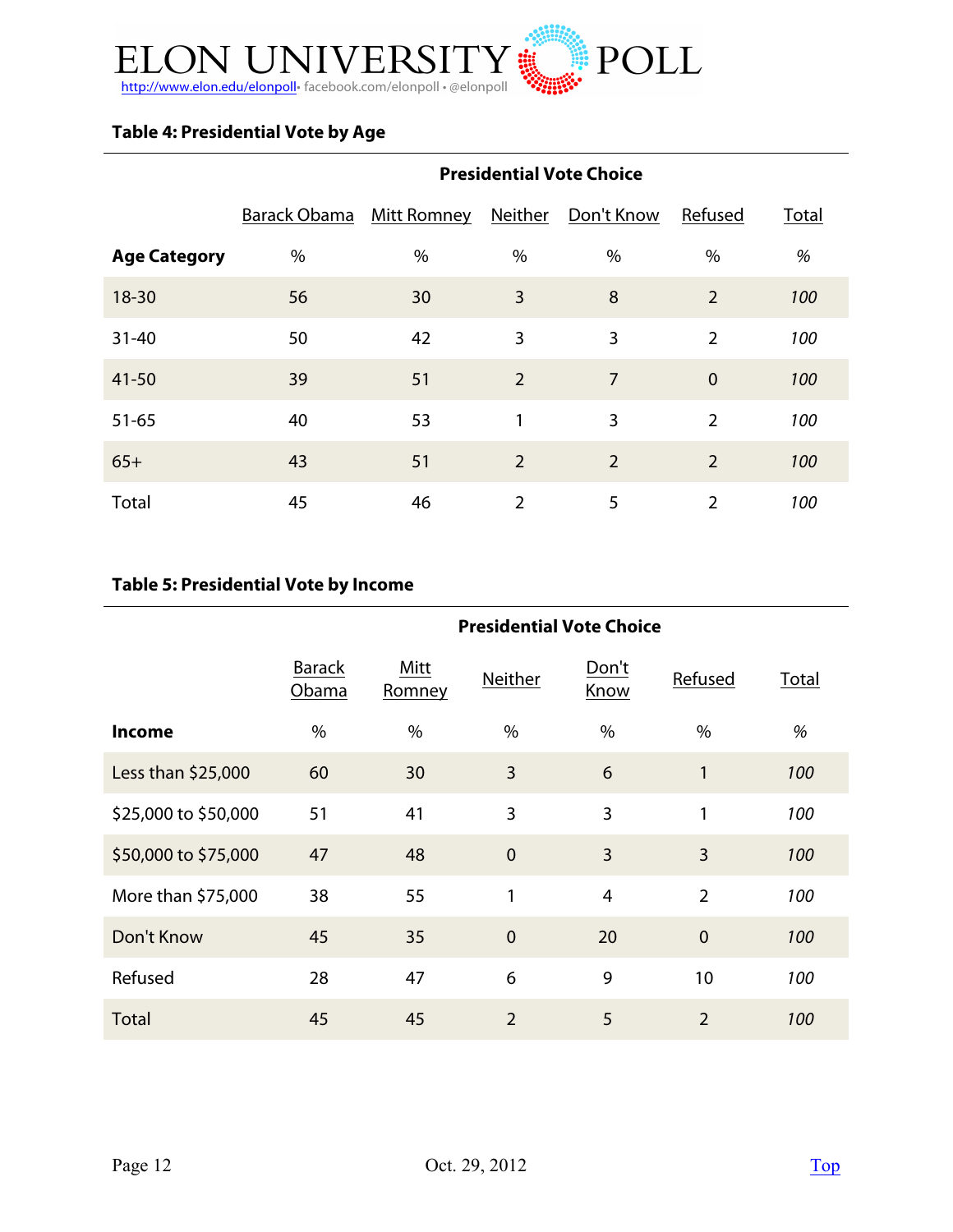### Table 4: Presidential Vote by Age

| | Presidential Vote Choice | | | | | |
|---|---|---|---|---|---|---|
| | Barack Obama | Mitt Romney | Neither | Don't Know | Refused | Total |
| **Age Category** | % | % | % | % | % | % |
| 18-30 | 56 | 30 | 3 | 8 | 2 | *100* |
| 31-40 | 50 | 42 | 3 | 3 | 2 | *100* |
| 41-50 | 39 | 51 | 2 | 7 | 0 | *100* |
| 51-65 | 40 | 53 | 1 | 3 | 2 | *100* |
| 65+ | 43 | 51 | 2 | 2 | 2 | *100* |
| Total | 45 | 46 | 2 | 5 | 2 | *100* |

### Table 5: Presidential Vote by Income

| | Presidential Vote Choice | | | | | |
|---|---|---|---|---|---|---|
| | Barack Obama | Mitt Romney | Neither | Don't Know | Refused | Total |
| **Income** | % | % | % | % | % | % |
| Less than $25,000 | 60 | 30 | 3 | 6 | 1 | *100* |
| $25,000 to $50,000 | 51 | 41 | 3 | 3 | 1 | *100* |
| $50,000 to $75,000 | 47 | 48 | 0 | 3 | 3 | *100* |
| More than $75,000 | 38 | 55 | 1 | 4 | 2 | *100* |
| Don't Know | 45 | 35 | 0 | 20 | 0 | *100* |
| Refused | 28 | 47 | 6 | 9 | 10 | *100* |
| Total | 45 | 45 | 2 | 5 | 2 | *100* |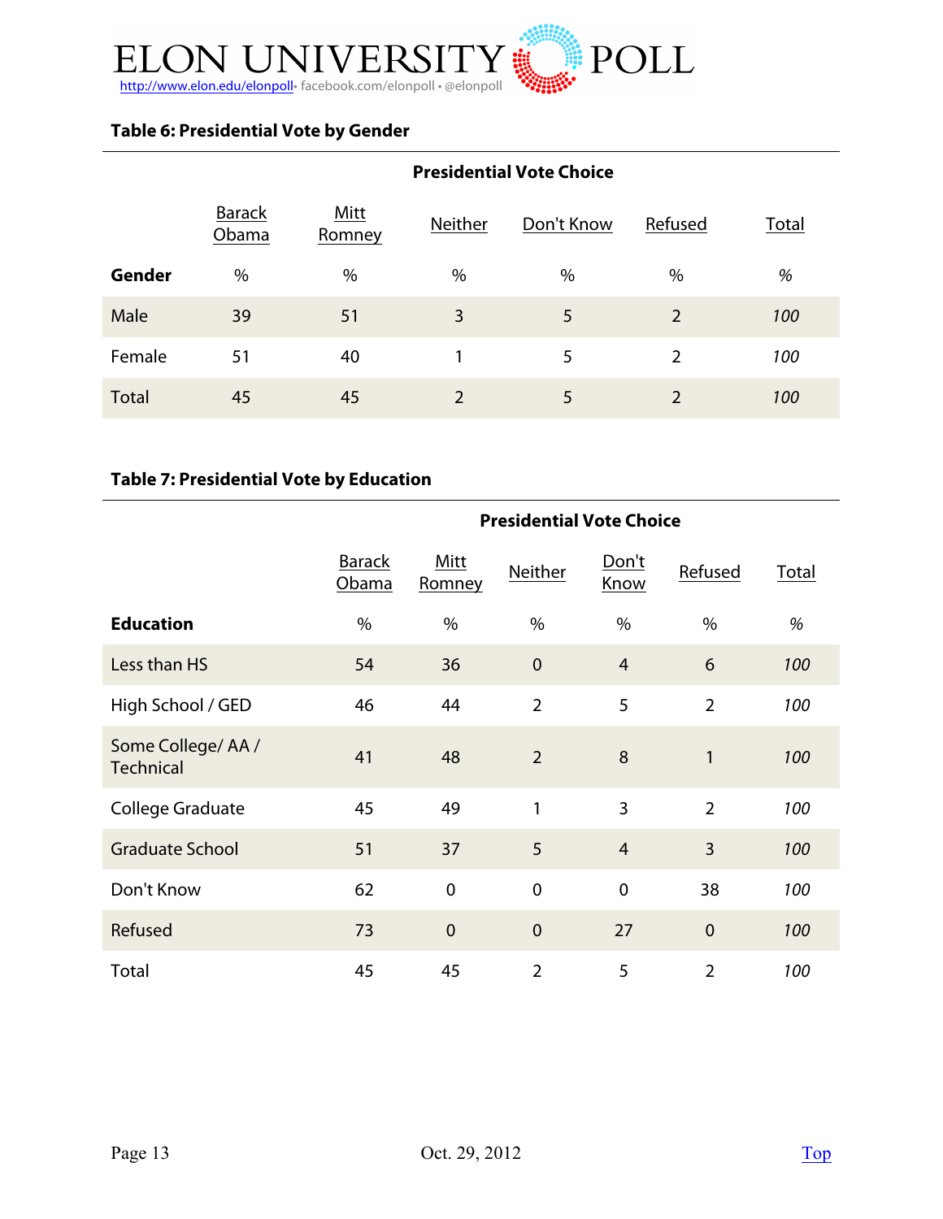## Table 6: Presidential Vote by Gender

| | Presidential Vote Choice | | | | | |
|---|---|---|---|---|---|---|
| | Barack Obama | Mitt Romney | Neither | Don't Know | Refused | Total |
| **Gender** | % | % | % | % | % | % |
| Male | 39 | 51 | 3 | 5 | 2 | *100* |
| Female | 51 | 40 | 1 | 5 | 2 | *100* |
| Total | 45 | 45 | 2 | 5 | 2 | *100* |

## Table 7: Presidential Vote by Education

| | Presidential Vote Choice | | | | | |
|---|---|---|---|---|---|---|
| | Barack Obama | Mitt Romney | Neither | Don't Know | Refused | Total |
| **Education** | % | % | % | % | % | % |
| Less than HS | 54 | 36 | 0 | 4 | 6 | *100* |
| High School / GED | 46 | 44 | 2 | 5 | 2 | *100* |
| Some College/ AA / Technical | 41 | 48 | 2 | 8 | 1 | *100* |
| College Graduate | 45 | 49 | 1 | 3 | 2 | *100* |
| Graduate School | 51 | 37 | 5 | 4 | 3 | *100* |
| Don't Know | 62 | 0 | 0 | 0 | 38 | *100* |
| Refused | 73 | 0 | 0 | 27 | 0 | *100* |
| Total | 45 | 45 | 2 | 5 | 2 | *100* |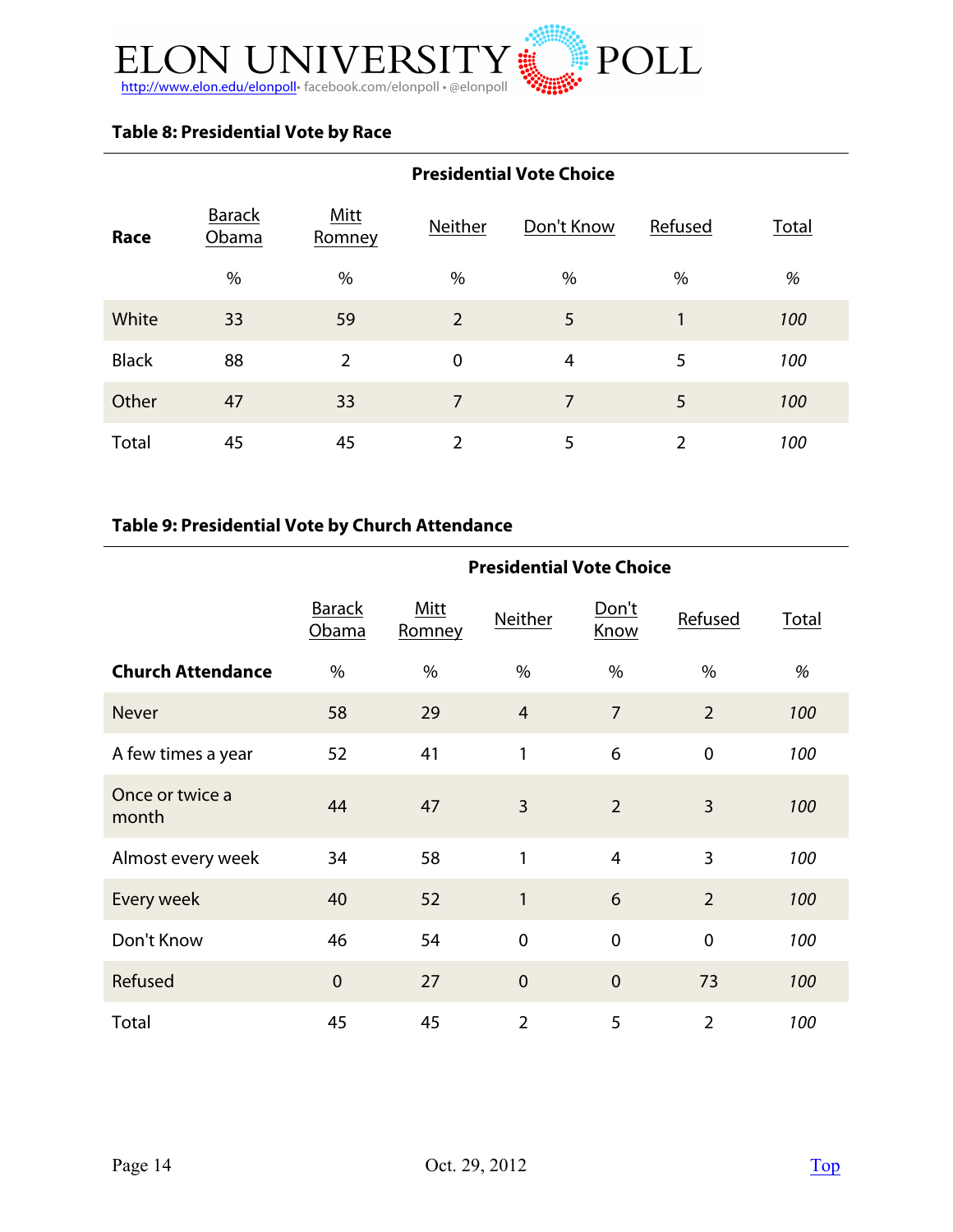**Table 8: Presidential Vote by Race**

| | Presidential Vote Choice | | | | | |
|---|---|---|---|---|---|---|
| Race | Barack Obama | Mitt Romney | Neither | Don't Know | Refused | Total |
| | % | % | % | % | % | % |
| White | 33 | 59 | 2 | 5 | 1 | *100* |
| Black | 88 | 2 | 0 | 4 | 5 | *100* |
| Other | 47 | 33 | 7 | 7 | 5 | *100* |
| Total | 45 | 45 | 2 | 5 | 2 | *100* |

**Table 9: Presidential Vote by Church Attendance**

| | Presidential Vote Choice | | | | | |
|---|---|---|---|---|---|---|
| | Barack Obama | Mitt Romney | Neither | Don't Know | Refused | Total |
| **Church Attendance** | % | % | % | % | % | % |
| Never | 58 | 29 | 4 | 7 | 2 | *100* |
| A few times a year | 52 | 41 | 1 | 6 | 0 | *100* |
| Once or twice a month | 44 | 47 | 3 | 2 | 3 | *100* |
| Almost every week | 34 | 58 | 1 | 4 | 3 | *100* |
| Every week | 40 | 52 | 1 | 6 | 2 | *100* |
| Don't Know | 46 | 54 | 0 | 0 | 0 | *100* |
| Refused | 0 | 27 | 0 | 0 | 73 | *100* |
| Total | 45 | 45 | 2 | 5 | 2 | *100* |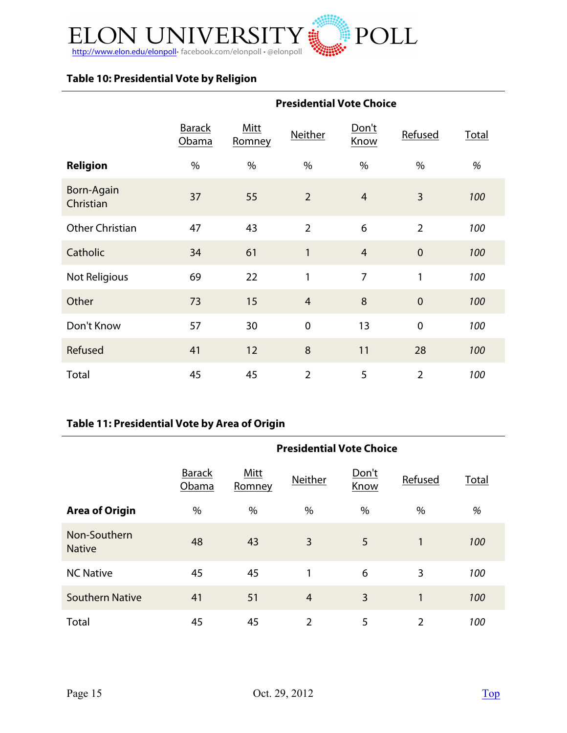### Table 10: Presidential Vote by Religion

| | Presidential Vote Choice | | | | | |
|---|---|---|---|---|---|---|
| | Barack Obama | Mitt Romney | Neither | Don't Know | Refused | Total |
| **Religion** | % | % | % | % | % | % |
| Born-Again Christian | 37 | 55 | 2 | 4 | 3 | *100* |
| Other Christian | 47 | 43 | 2 | 6 | 2 | *100* |
| Catholic | 34 | 61 | 1 | 4 | 0 | *100* |
| Not Religious | 69 | 22 | 1 | 7 | 1 | *100* |
| Other | 73 | 15 | 4 | 8 | 0 | *100* |
| Don't Know | 57 | 30 | 0 | 13 | 0 | *100* |
| Refused | 41 | 12 | 8 | 11 | 28 | *100* |
| Total | 45 | 45 | 2 | 5 | 2 | *100* |

### Table 11: Presidential Vote by Area of Origin

| | Presidential Vote Choice | | | | | |
|---|---|---|---|---|---|---|
| | Barack Obama | Mitt Romney | Neither | Don't Know | Refused | Total |
| **Area of Origin** | % | % | % | % | % | % |
| Non-Southern Native | 48 | 43 | 3 | 5 | 1 | *100* |
| NC Native | 45 | 45 | 1 | 6 | 3 | *100* |
| Southern Native | 41 | 51 | 4 | 3 | 1 | *100* |
| Total | 45 | 45 | 2 | 5 | 2 | *100* |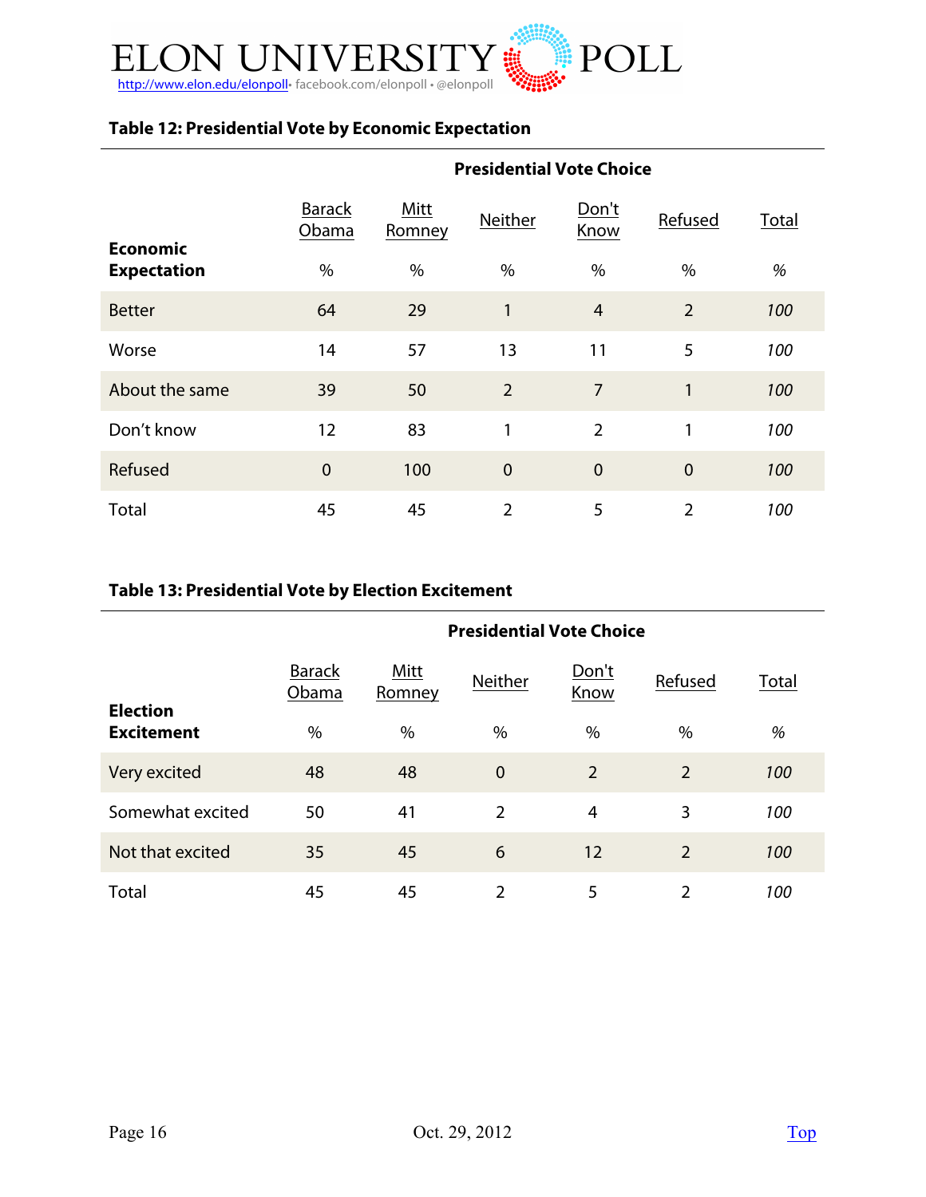### Table 12: Presidential Vote by Economic Expectation

| | Presidential Vote Choice | | | | | |
|---|---|---|---|---|---|---|
| Economic Expectation | Barack Obama % | Mitt Romney % | Neither % | Don't Know % | Refused % | Total % |
| Better | 64 | 29 | 1 | 4 | 2 | *100* |
| Worse | 14 | 57 | 13 | 11 | 5 | *100* |
| About the same | 39 | 50 | 2 | 7 | 1 | *100* |
| Don't know | 12 | 83 | 1 | 2 | 1 | *100* |
| Refused | 0 | 100 | 0 | 0 | 0 | *100* |
| Total | 45 | 45 | 2 | 5 | 2 | *100* |

### Table 13: Presidential Vote by Election Excitement

| | Presidential Vote Choice | | | | | |
|---|---|---|---|---|---|---|
| Election Excitement | Barack Obama % | Mitt Romney % | Neither % | Don't Know % | Refused % | Total % |
| Very excited | 48 | 48 | 0 | 2 | 2 | *100* |
| Somewhat excited | 50 | 41 | 2 | 4 | 3 | *100* |
| Not that excited | 35 | 45 | 6 | 12 | 2 | *100* |
| Total | 45 | 45 | 2 | 5 | 2 | *100* |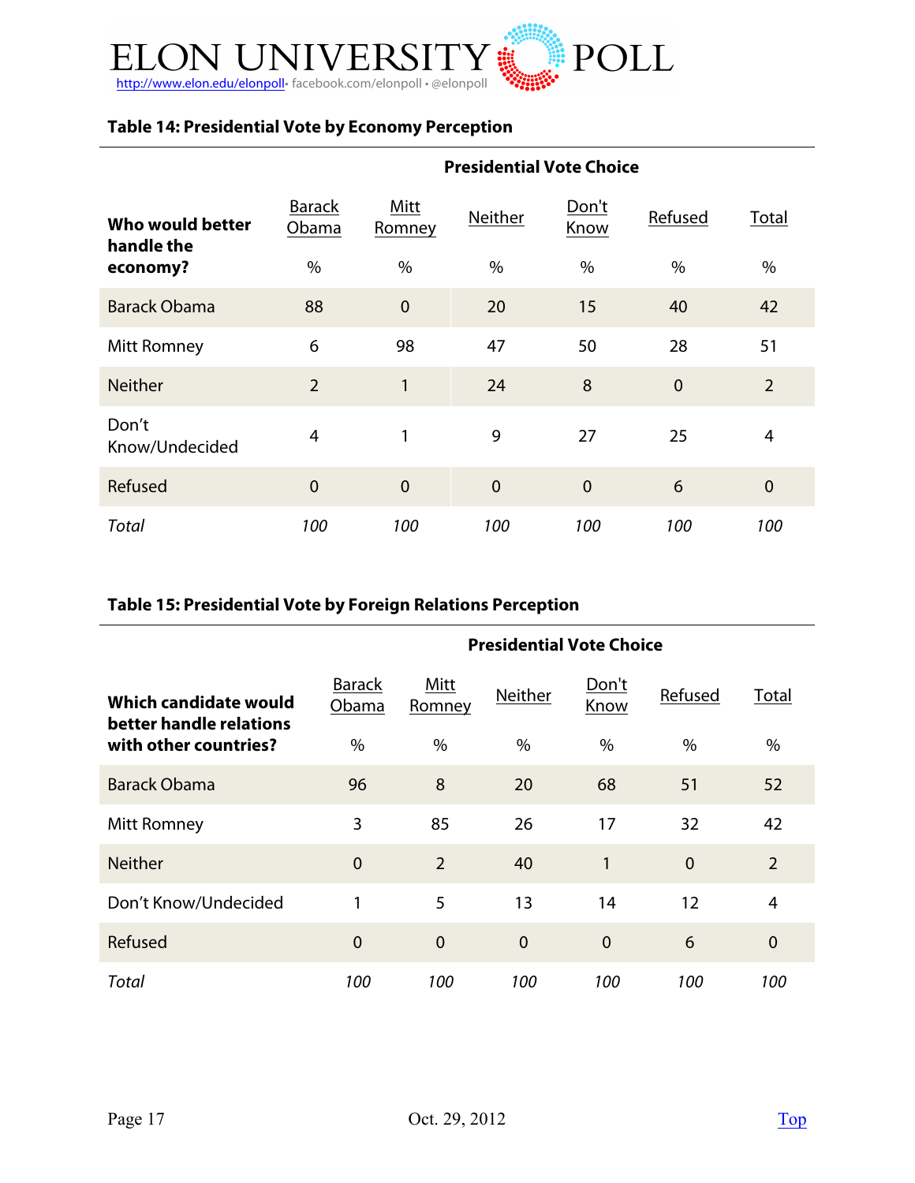### Table 14: Presidential Vote by Economy Perception

| | Presidential Vote Choice | | | | | |
|---|---|---|---|---|---|---|
| **Who would better handle the economy?** | Barack Obama | Mitt Romney | Neither | Don't Know | Refused | Total |
| | % | % | % | % | % | % |
| Barack Obama | 88 | 0 | 20 | 15 | 40 | 42 |
| Mitt Romney | 6 | 98 | 47 | 50 | 28 | 51 |
| Neither | 2 | 1 | 24 | 8 | 0 | 2 |
| Don't Know/Undecided | 4 | 1 | 9 | 27 | 25 | 4 |
| Refused | 0 | 0 | 0 | 0 | 6 | 0 |
| *Total* | *100* | *100* | *100* | *100* | *100* | *100* |

### Table 15: Presidential Vote by Foreign Relations Perception

| | Presidential Vote Choice | | | | | |
|---|---|---|---|---|---|---|
| **Which candidate would better handle relations with other countries?** | Barack Obama | Mitt Romney | Neither | Don't Know | Refused | Total |
| | % | % | % | % | % | % |
| Barack Obama | 96 | 8 | 20 | 68 | 51 | 52 |
| Mitt Romney | 3 | 85 | 26 | 17 | 32 | 42 |
| Neither | 0 | 2 | 40 | 1 | 0 | 2 |
| Don't Know/Undecided | 1 | 5 | 13 | 14 | 12 | 4 |
| Refused | 0 | 0 | 0 | 0 | 6 | 0 |
| *Total* | *100* | *100* | *100* | *100* | *100* | *100* |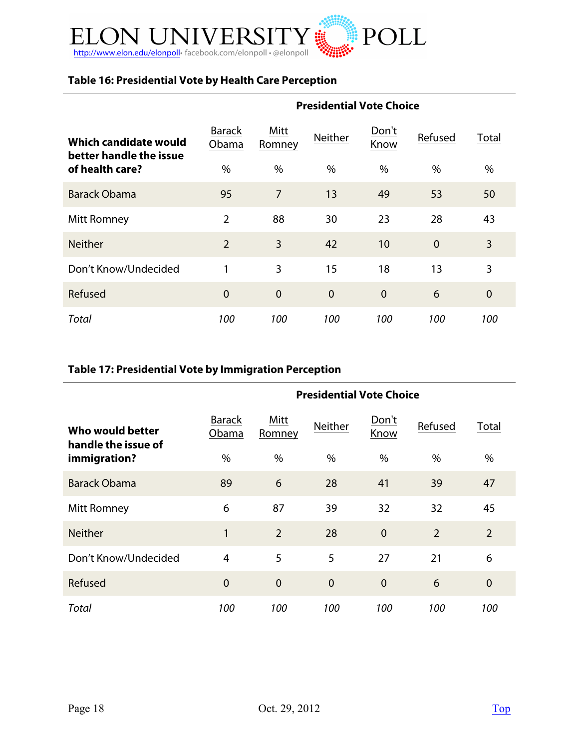### Table 16: Presidential Vote by Health Care Perception

| Which candidate would better handle the issue of health care? | Presidential Vote Choice | | | | | |
|---|---|---|---|---|---|---|
| | Barack Obama | Mitt Romney | Neither | Don't Know | Refused | Total |
| | % | % | % | % | % | % |
| Barack Obama | 95 | 7 | 13 | 49 | 53 | 50 |
| Mitt Romney | 2 | 88 | 30 | 23 | 28 | 43 |
| Neither | 2 | 3 | 42 | 10 | 0 | 3 |
| Don't Know/Undecided | 1 | 3 | 15 | 18 | 13 | 3 |
| Refused | 0 | 0 | 0 | 0 | 6 | 0 |
| *Total* | *100* | *100* | *100* | *100* | *100* | *100* |

### Table 17: Presidential Vote by Immigration Perception

| Who would better handle the issue of immigration? | Presidential Vote Choice | | | | | |
|---|---|---|---|---|---|---|
| | Barack Obama | Mitt Romney | Neither | Don't Know | Refused | Total |
| | % | % | % | % | % | % |
| Barack Obama | 89 | 6 | 28 | 41 | 39 | 47 |
| Mitt Romney | 6 | 87 | 39 | 32 | 32 | 45 |
| Neither | 1 | 2 | 28 | 0 | 2 | 2 |
| Don't Know/Undecided | 4 | 5 | 5 | 27 | 21 | 6 |
| Refused | 0 | 0 | 0 | 0 | 6 | 0 |
| *Total* | *100* | *100* | *100* | *100* | *100* | *100* |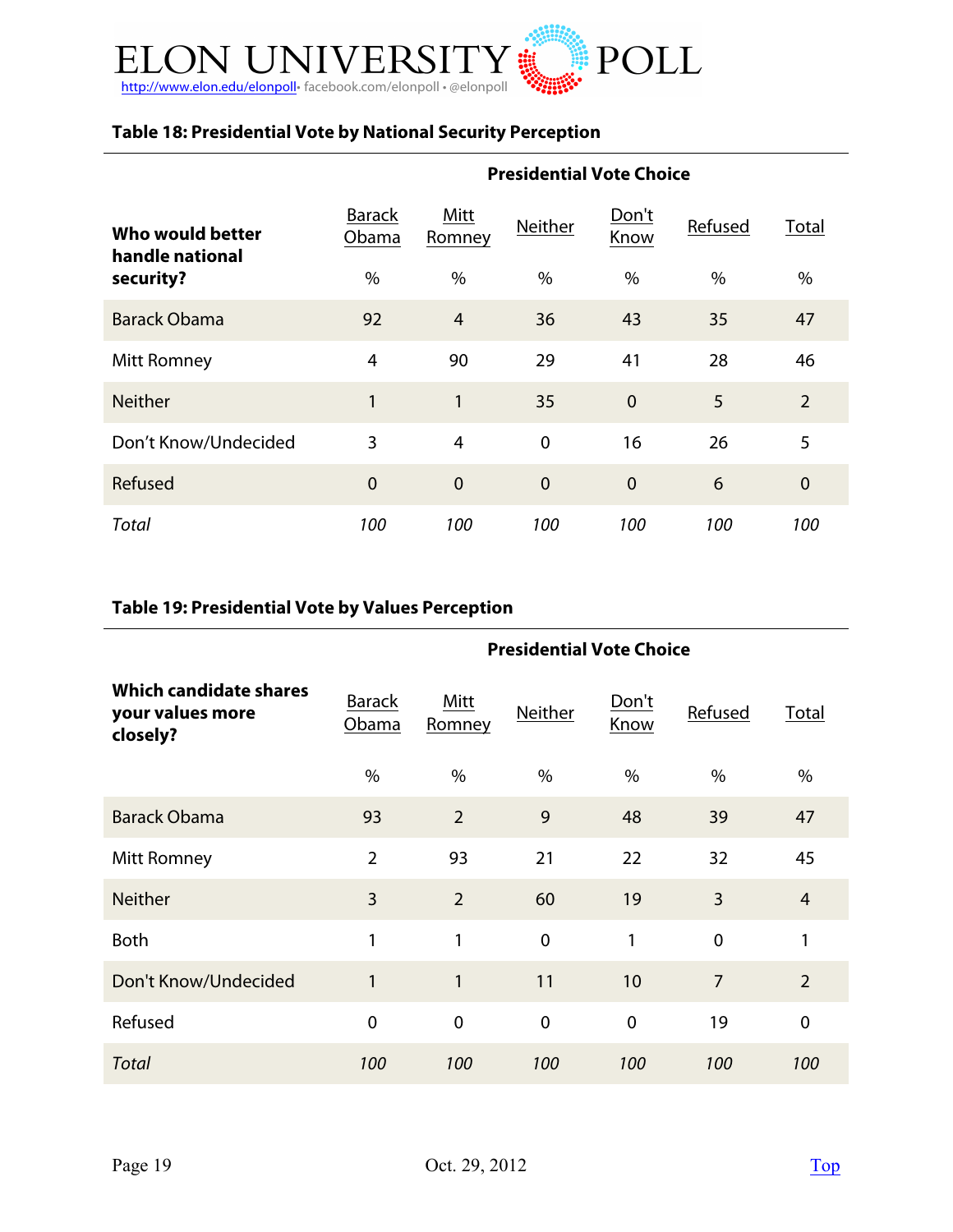### Table 18: Presidential Vote by National Security Perception

| Who would better handle national security? | Presidential Vote Choice | | | | | |
|---|---|---|---|---|---|---|
| | Barack Obama | Mitt Romney | Neither | Don't Know | Refused | Total |
| | % | % | % | % | % | % |
| Barack Obama | 92 | 4 | 36 | 43 | 35 | 47 |
| Mitt Romney | 4 | 90 | 29 | 41 | 28 | 46 |
| Neither | 1 | 1 | 35 | 0 | 5 | 2 |
| Don't Know/Undecided | 3 | 4 | 0 | 16 | 26 | 5 |
| Refused | 0 | 0 | 0 | 0 | 6 | 0 |
| *Total* | *100* | *100* | *100* | *100* | *100* | *100* |

### Table 19: Presidential Vote by Values Perception

| Which candidate shares your values more closely? | Presidential Vote Choice | | | | | |
|---|---|---|---|---|---|---|
| | Barack Obama | Mitt Romney | Neither | Don't Know | Refused | Total |
| | % | % | % | % | % | % |
| Barack Obama | 93 | 2 | 9 | 48 | 39 | 47 |
| Mitt Romney | 2 | 93 | 21 | 22 | 32 | 45 |
| Neither | 3 | 2 | 60 | 19 | 3 | 4 |
| Both | 1 | 1 | 0 | 1 | 0 | 1 |
| Don't Know/Undecided | 1 | 1 | 11 | 10 | 7 | 2 |
| Refused | 0 | 0 | 0 | 0 | 19 | 0 |
| *Total* | *100* | *100* | *100* | *100* | *100* | *100* |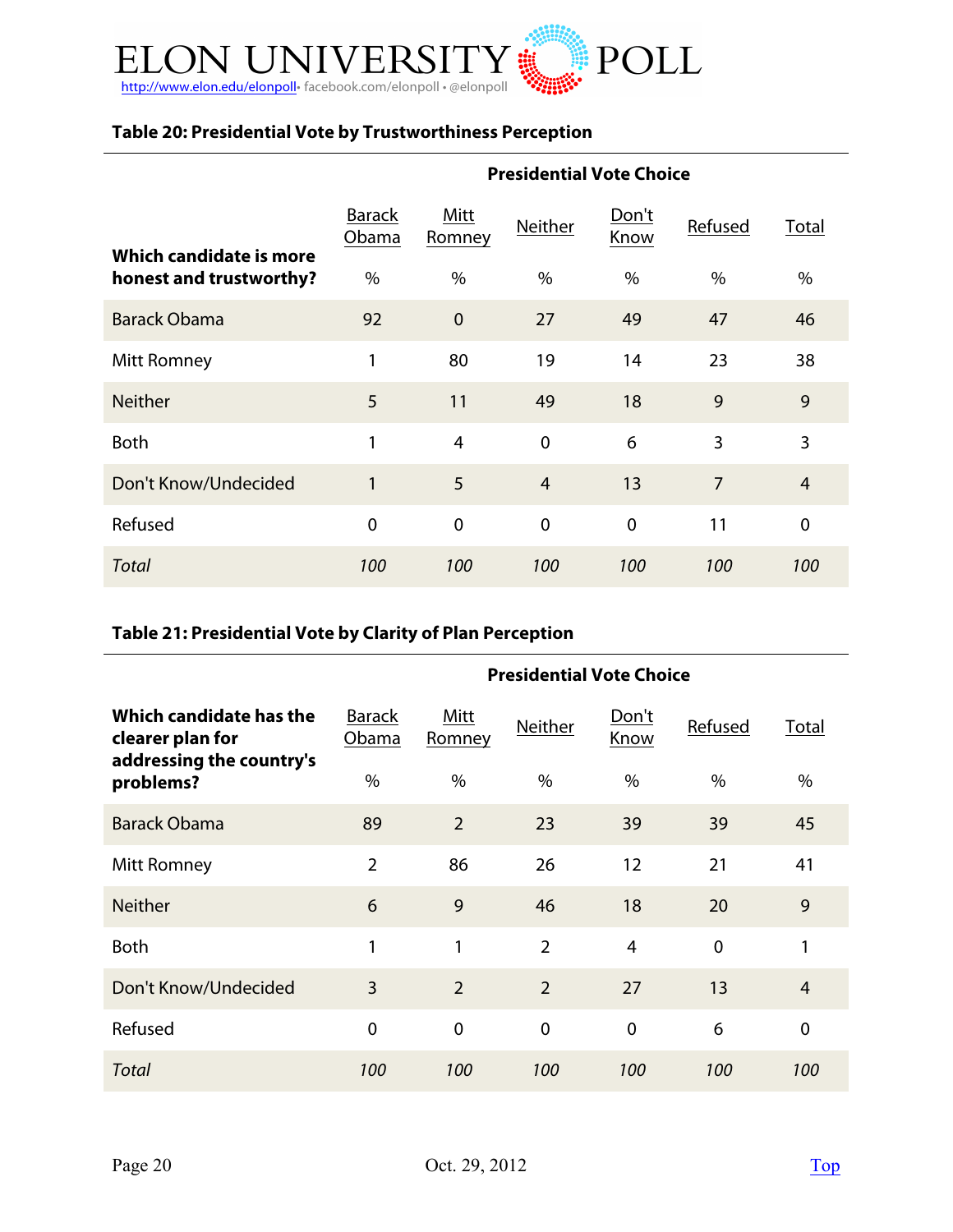### Table 20: Presidential Vote by Trustworthiness Perception

| Which candidate is more honest and trustworthy? | Presidential Vote Choice | | | | | |
|---|---|---|---|---|---|---|
| | Barack Obama | Mitt Romney | Neither | Don't Know | Refused | Total |
| | % | % | % | % | % | % |
| Barack Obama | 92 | 0 | 27 | 49 | 47 | 46 |
| Mitt Romney | 1 | 80 | 19 | 14 | 23 | 38 |
| Neither | 5 | 11 | 49 | 18 | 9 | 9 |
| Both | 1 | 4 | 0 | 6 | 3 | 3 |
| Don't Know/Undecided | 1 | 5 | 4 | 13 | 7 | 4 |
| Refused | 0 | 0 | 0 | 0 | 11 | 0 |
| *Total* | *100* | *100* | *100* | *100* | *100* | *100* |

### Table 21: Presidential Vote by Clarity of Plan Perception

| Which candidate has the clearer plan for addressing the country's problems? | Presidential Vote Choice | | | | | |
|---|---|---|---|---|---|---|
| | Barack Obama | Mitt Romney | Neither | Don't Know | Refused | Total |
| | % | % | % | % | % | % |
| Barack Obama | 89 | 2 | 23 | 39 | 39 | 45 |
| Mitt Romney | 2 | 86 | 26 | 12 | 21 | 41 |
| Neither | 6 | 9 | 46 | 18 | 20 | 9 |
| Both | 1 | 1 | 2 | 4 | 0 | 1 |
| Don't Know/Undecided | 3 | 2 | 2 | 27 | 13 | 4 |
| Refused | 0 | 0 | 0 | 0 | 6 | 0 |
| *Total* | *100* | *100* | *100* | *100* | *100* | *100* |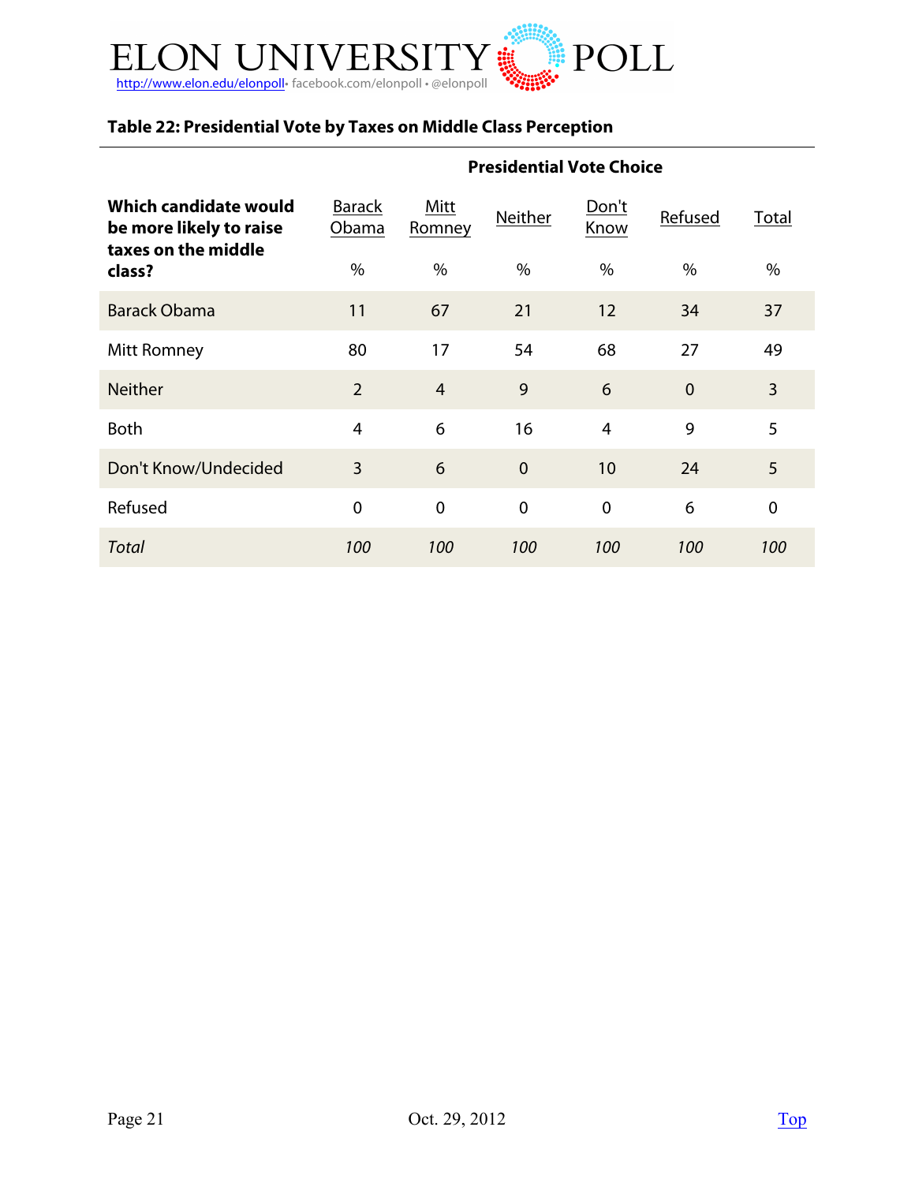### Table 22: Presidential Vote by Taxes on Middle Class Perception

| | Presidential Vote Choice | | | | | |
|---|---|---|---|---|---|---|
| **Which candidate would be more likely to raise taxes on the middle class?** | Barack Obama | Mitt Romney | Neither | Don't Know | Refused | Total |
| | % | % | % | % | % | % |
| Barack Obama | 11 | 67 | 21 | 12 | 34 | 37 |
| Mitt Romney | 80 | 17 | 54 | 68 | 27 | 49 |
| Neither | 2 | 4 | 9 | 6 | 0 | 3 |
| Both | 4 | 6 | 16 | 4 | 9 | 5 |
| Don't Know/Undecided | 3 | 6 | 0 | 10 | 24 | 5 |
| Refused | 0 | 0 | 0 | 0 | 6 | 0 |
| *Total* | *100* | *100* | *100* | *100* | *100* | *100* |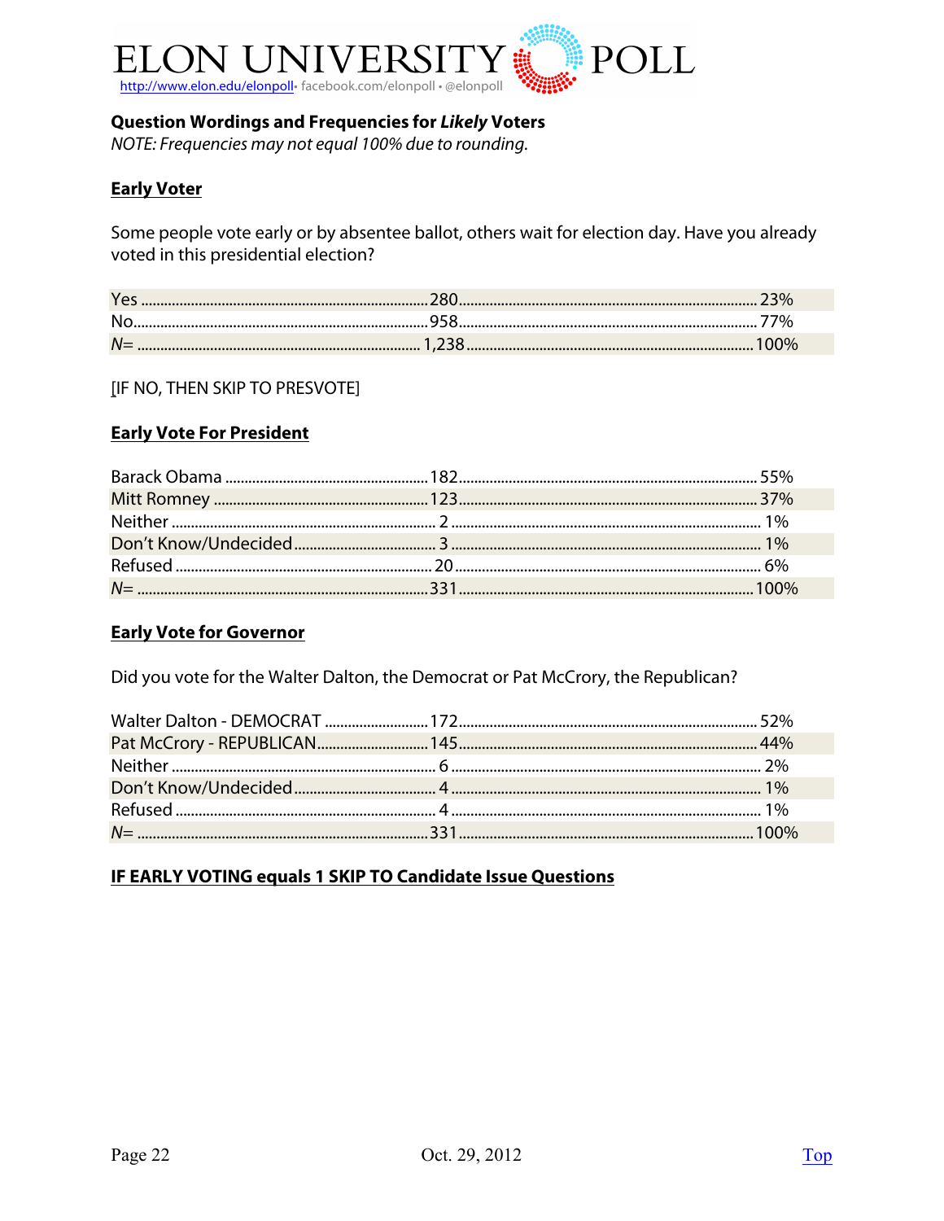## Question Wordings and Frequencies for *Likely* Voters

*NOTE: Frequencies may not equal 100% due to rounding.*

### Early Voter

Some people vote early or by absentee ballot, others wait for election day. Have you already voted in this presidential election?

| | | |
|---|---|---|
| Yes | 280 | 23% |
| No | 958 | 77% |
| *N*= | 1,238 | 100% |

[IF NO, THEN SKIP TO PRESVOTE]

### Early Vote For President

| | | |
|---|---|---|
| Barack Obama | 182 | 55% |
| Mitt Romney | 123 | 37% |
| Neither | 2 | 1% |
| Don't Know/Undecided | 3 | 1% |
| Refused | 20 | 6% |
| *N*= | 331 | 100% |

### Early Vote for Governor

Did you vote for the Walter Dalton, the Democrat or Pat McCrory, the Republican?

| | | |
|---|---|---|
| Walter Dalton - DEMOCRAT | 172 | 52% |
| Pat McCrory - REPUBLICAN | 145 | 44% |
| Neither | 6 | 2% |
| Don't Know/Undecided | 4 | 1% |
| Refused | 4 | 1% |
| *N*= | 331 | 100% |

**IF EARLY VOTING equals 1 SKIP TO Candidate Issue Questions**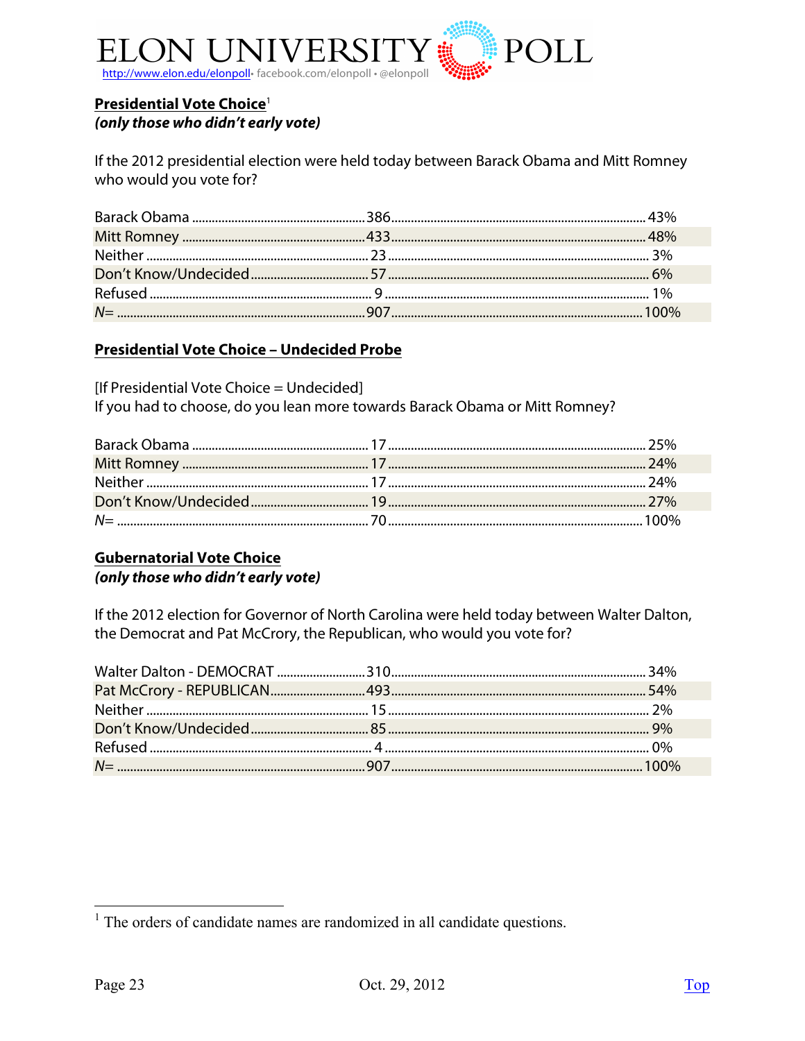## Presidential Vote Choice[1]
***(only those who didn't early vote)***

If the 2012 presidential election were held today between Barack Obama and Mitt Romney who would you vote for?

| | | |
|---|---|---|
| Barack Obama | 386 | 43% |
| Mitt Romney | 433 | 48% |
| Neither | 23 | 3% |
| Don't Know/Undecided | 57 | 6% |
| Refused | 9 | 1% |
| *N=* | 907 | 100% |

## Presidential Vote Choice – Undecided Probe

[If Presidential Vote Choice = Undecided]
If you had to choose, do you lean more towards Barack Obama or Mitt Romney?

| | | |
|---|---|---|
| Barack Obama | 17 | 25% |
| Mitt Romney | 17 | 24% |
| Neither | 17 | 24% |
| Don't Know/Undecided | 19 | 27% |
| *N=* | 70 | 100% |

## Gubernatorial Vote Choice
***(only those who didn't early vote)***

If the 2012 election for Governor of North Carolina were held today between Walter Dalton, the Democrat and Pat McCrory, the Republican, who would you vote for?

| | | |
|---|---|---|
| Walter Dalton - DEMOCRAT | 310 | 34% |
| Pat McCrory - REPUBLICAN | 493 | 54% |
| Neither | 15 | 2% |
| Don't Know/Undecided | 85 | 9% |
| Refused | 4 | 0% |
| *N=* | 907 | 100% |

[1] The orders of candidate names are randomized in all candidate questions.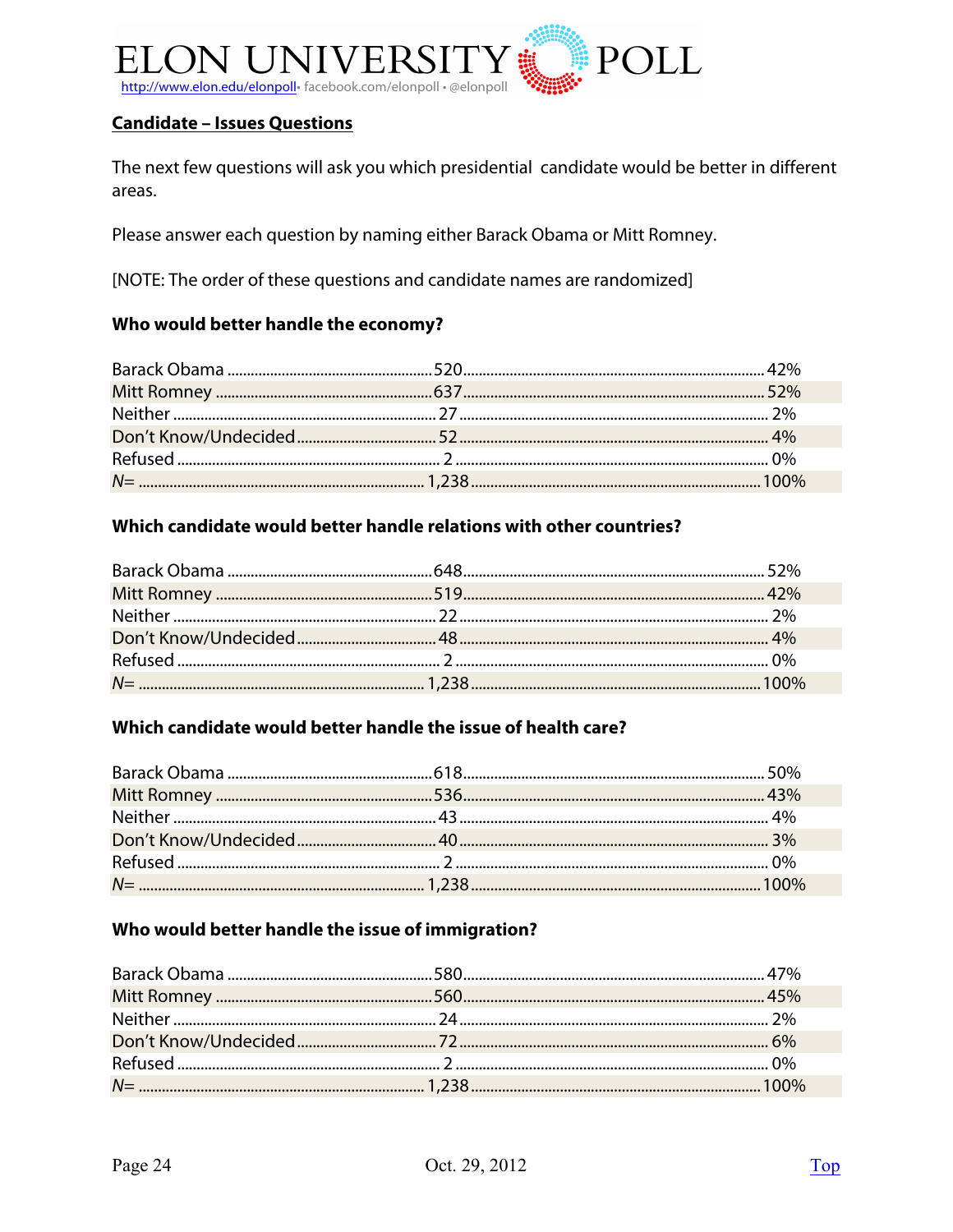## Candidate – Issues Questions

The next few questions will ask you which presidential candidate would be better in different areas.

Please answer each question by naming either Barack Obama or Mitt Romney.

[NOTE: The order of these questions and candidate names are randomized]

### Who would better handle the economy?

| | | |
|---|---|---|
| Barack Obama | 520 | 42% |
| Mitt Romney | 637 | 52% |
| Neither | 27 | 2% |
| Don't Know/Undecided | 52 | 4% |
| Refused | 2 | 0% |
| *N=* | 1,238 | 100% |

### Which candidate would better handle relations with other countries?

| | | |
|---|---|---|
| Barack Obama | 648 | 52% |
| Mitt Romney | 519 | 42% |
| Neither | 22 | 2% |
| Don't Know/Undecided | 48 | 4% |
| Refused | 2 | 0% |
| *N=* | 1,238 | 100% |

### Which candidate would better handle the issue of health care?

| | | |
|---|---|---|
| Barack Obama | 618 | 50% |
| Mitt Romney | 536 | 43% |
| Neither | 43 | 4% |
| Don't Know/Undecided | 40 | 3% |
| Refused | 2 | 0% |
| *N=* | 1,238 | 100% |

### Who would better handle the issue of immigration?

| | | |
|---|---|---|
| Barack Obama | 580 | 47% |
| Mitt Romney | 560 | 45% |
| Neither | 24 | 2% |
| Don't Know/Undecided | 72 | 6% |
| Refused | 2 | 0% |
| *N=* | 1,238 | 100% |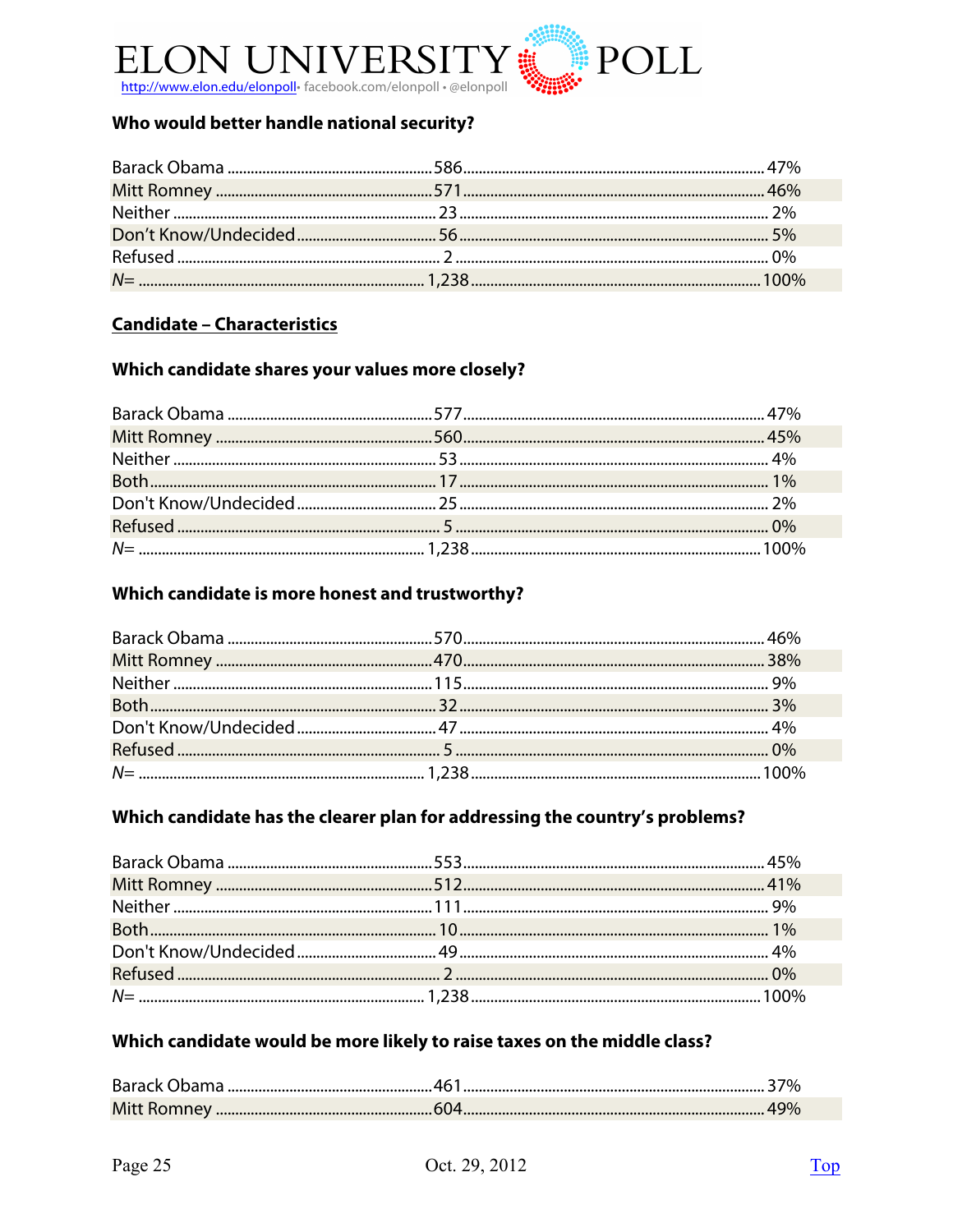### Who would better handle national security?

| | | |
|---|---|---|
| Barack Obama | 586 | 47% |
| Mitt Romney | 571 | 46% |
| Neither | 23 | 2% |
| Don't Know/Undecided | 56 | 5% |
| Refused | 2 | 0% |
| *N=* | 1,238 | 100% |

## Candidate – Characteristics

### Which candidate shares your values more closely?

| | | |
|---|---|---|
| Barack Obama | 577 | 47% |
| Mitt Romney | 560 | 45% |
| Neither | 53 | 4% |
| Both | 17 | 1% |
| Don't Know/Undecided | 25 | 2% |
| Refused | 5 | 0% |
| *N=* | 1,238 | 100% |

### Which candidate is more honest and trustworthy?

| | | |
|---|---|---|
| Barack Obama | 570 | 46% |
| Mitt Romney | 470 | 38% |
| Neither | 115 | 9% |
| Both | 32 | 3% |
| Don't Know/Undecided | 47 | 4% |
| Refused | 5 | 0% |
| *N=* | 1,238 | 100% |

### Which candidate has the clearer plan for addressing the country's problems?

| | | |
|---|---|---|
| Barack Obama | 553 | 45% |
| Mitt Romney | 512 | 41% |
| Neither | 111 | 9% |
| Both | 10 | 1% |
| Don't Know/Undecided | 49 | 4% |
| Refused | 2 | 0% |
| *N=* | 1,238 | 100% |

### Which candidate would be more likely to raise taxes on the middle class?

| | | |
|---|---|---|
| Barack Obama | 461 | 37% |
| Mitt Romney | 604 | 49% |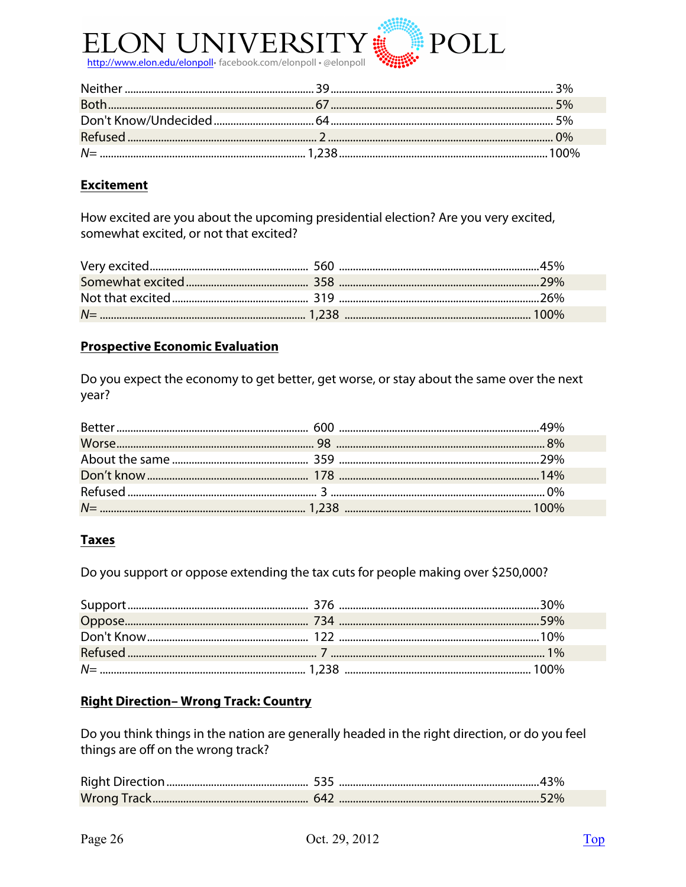| | | |
|---|---|---|
| Neither | 39 | 3% |
| Both | 67 | 5% |
| Don't Know/Undecided | 64 | 5% |
| Refused | 2 | 0% |
| *N=* | 1,238 | 100% |

**Excitement**

How excited are you about the upcoming presidential election? Are you very excited, somewhat excited, or not that excited?

| | | |
|---|---|---|
| Very excited | 560 | 45% |
| Somewhat excited | 358 | 29% |
| Not that excited | 319 | 26% |
| *N=* | 1,238 | 100% |

**Prospective Economic Evaluation**

Do you expect the economy to get better, get worse, or stay about the same over the next year?

| | | |
|---|---|---|
| Better | 600 | 49% |
| Worse | 98 | 8% |
| About the same | 359 | 29% |
| Don't know | 178 | 14% |
| Refused | 3 | 0% |
| *N=* | 1,238 | 100% |

**Taxes**

Do you support or oppose extending the tax cuts for people making over $250,000?

| | | |
|---|---|---|
| Support | 376 | 30% |
| Oppose | 734 | 59% |
| Don't Know | 122 | 10% |
| Refused | 7 | 1% |
| *N=* | 1,238 | 100% |

**Right Direction– Wrong Track: Country**

Do you think things in the nation are generally headed in the right direction, or do you feel things are off on the wrong track?

| | | |
|---|---|---|
| Right Direction | 535 | 43% |
| Wrong Track | 642 | 52% |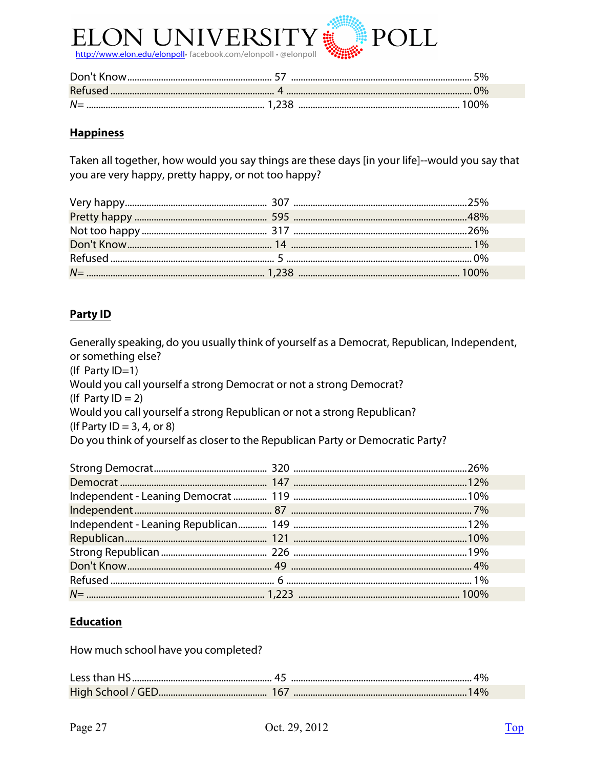| | | |
|---|---|---|
| Don't Know | 57 | 5% |
| Refused | 4 | 0% |
| *N=* | 1,238 | 100% |

## Happiness

Taken all together, how would you say things are these days [in your life]--would you say that you are very happy, pretty happy, or not too happy?

| | | |
|---|---|---|
| Very happy | 307 | 25% |
| Pretty happy | 595 | 48% |
| Not too happy | 317 | 26% |
| Don't Know | 14 | 1% |
| Refused | 5 | 0% |
| *N=* | 1,238 | 100% |

## Party ID

Generally speaking, do you usually think of yourself as a Democrat, Republican, Independent, or something else?
(If Party ID=1)
Would you call yourself a strong Democrat or not a strong Democrat?
(If Party ID = 2)
Would you call yourself a strong Republican or not a strong Republican?
(If Party ID = 3, 4, or 8)
Do you think of yourself as closer to the Republican Party or Democratic Party?

| | | |
|---|---|---|
| Strong Democrat | 320 | 26% |
| Democrat | 147 | 12% |
| Independent - Leaning Democrat | 119 | 10% |
| Independent | 87 | 7% |
| Independent - Leaning Republican | 149 | 12% |
| Republican | 121 | 10% |
| Strong Republican | 226 | 19% |
| Don't Know | 49 | 4% |
| Refused | 6 | 1% |
| *N=* | 1,223 | 100% |

## Education

How much school have you completed?

| | | |
|---|---|---|
| Less than HS | 45 | 4% |
| High School / GED | 167 | 14% |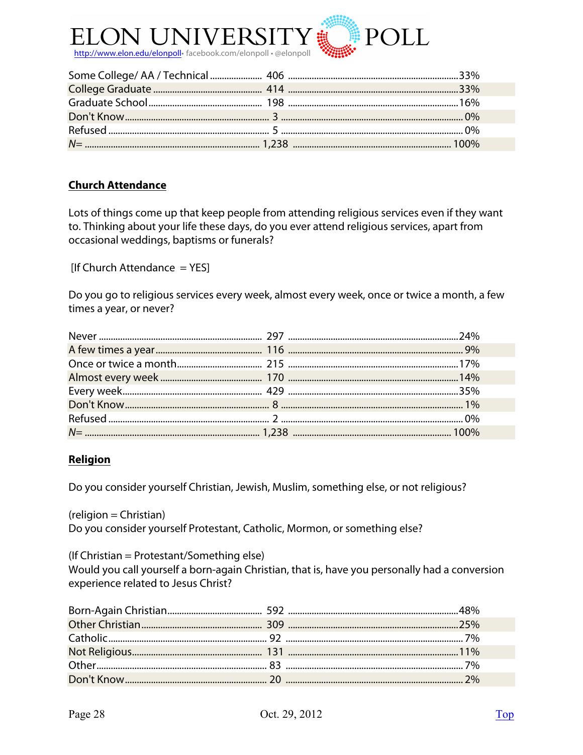| | | |
|---|---|---|
| Some College/ AA / Technical | 406 | 33% |
| College Graduate | 414 | 33% |
| Graduate School | 198 | 16% |
| Don't Know | 3 | 0% |
| Refused | 5 | 0% |
| *N=* | 1,238 | 100% |

## Church Attendance

Lots of things come up that keep people from attending religious services even if they want to. Thinking about your life these days, do you ever attend religious services, apart from occasional weddings, baptisms or funerals?

[If Church Attendance = YES]

Do you go to religious services every week, almost every week, once or twice a month, a few times a year, or never?

| | | |
|---|---|---|
| Never | 297 | 24% |
| A few times a year | 116 | 9% |
| Once or twice a month | 215 | 17% |
| Almost every week | 170 | 14% |
| Every week | 429 | 35% |
| Don't Know | 8 | 1% |
| Refused | 2 | 0% |
| *N=* | 1,238 | 100% |

## Religion

Do you consider yourself Christian, Jewish, Muslim, something else, or not religious?

(religion = Christian)
Do you consider yourself Protestant, Catholic, Mormon, or something else?

(If Christian = Protestant/Something else)
Would you call yourself a born-again Christian, that is, have you personally had a conversion experience related to Jesus Christ?

| | | |
|---|---|---|
| Born-Again Christian | 592 | 48% |
| Other Christian | 309 | 25% |
| Catholic | 92 | 7% |
| Not Religious | 131 | 11% |
| Other | 83 | 7% |
| Don't Know | 20 | 2% |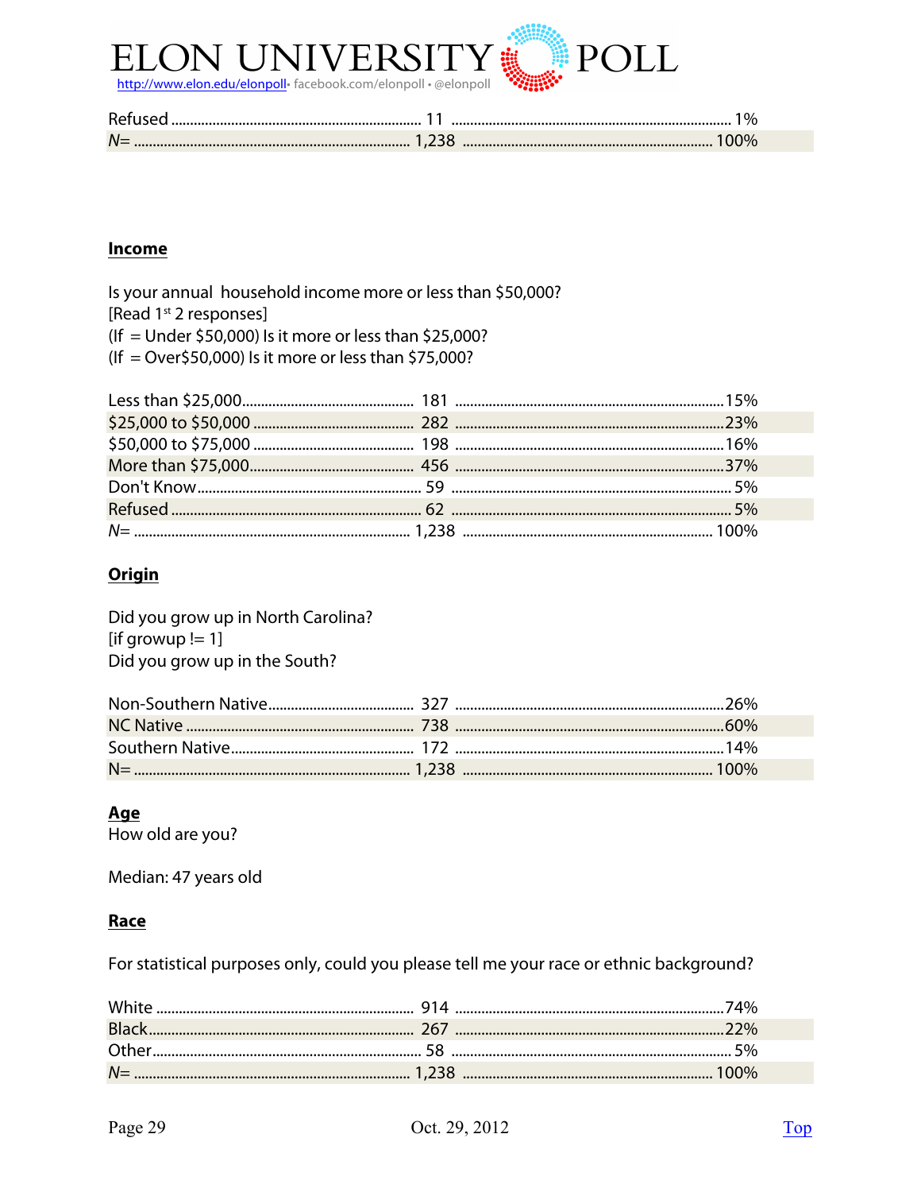| | | |
|---|---|---|
| Refused | 11 | 1% |
| *N=* | 1,238 | 100% |

**Income**

Is your annual household income more or less than $50,000?
[Read 1st 2 responses]
(If = Under $50,000) Is it more or less than $25,000?
(If = Over$50,000) Is it more or less than $75,000?

| | | |
|---|---|---|
| Less than $25,000 | 181 | 15% |
| $25,000 to $50,000 | 282 | 23% |
| $50,000 to $75,000 | 198 | 16% |
| More than $75,000 | 456 | 37% |
| Don't Know | 59 | 5% |
| Refused | 62 | 5% |
| *N=* | 1,238 | 100% |

**Origin**

Did you grow up in North Carolina?
[if growup != 1]
Did you grow up in the South?

| | | |
|---|---|---|
| Non-Southern Native | 327 | 26% |
| NC Native | 738 | 60% |
| Southern Native | 172 | 14% |
| N= | 1,238 | 100% |

**Age**

How old are you?

Median: 47 years old

**Race**

For statistical purposes only, could you please tell me your race or ethnic background?

| | | |
|---|---|---|
| White | 914 | 74% |
| Black | 267 | 22% |
| Other | 58 | 5% |
| *N=* | 1,238 | 100% |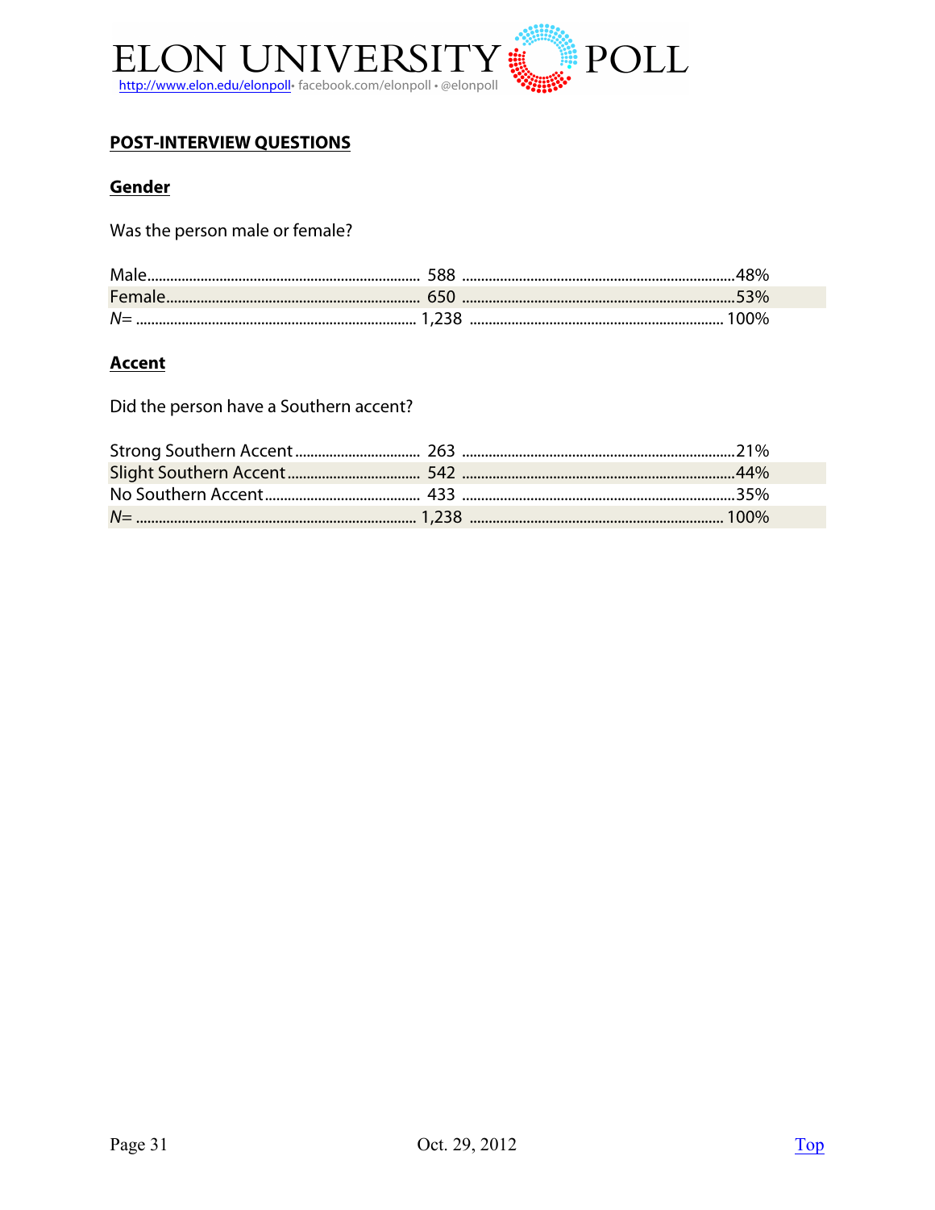## POST-INTERVIEW QUESTIONS

### Gender

Was the person male or female?

| | | |
|---|---|---|
| Male | 588 | 48% |
| Female | 650 | 53% |
| *N*= | 1,238 | 100% |

### Accent

Did the person have a Southern accent?

| | | |
|---|---|---|
| Strong Southern Accent | 263 | 21% |
| Slight Southern Accent | 542 | 44% |
| No Southern Accent | 433 | 35% |
| *N*= | 1,238 | 100% |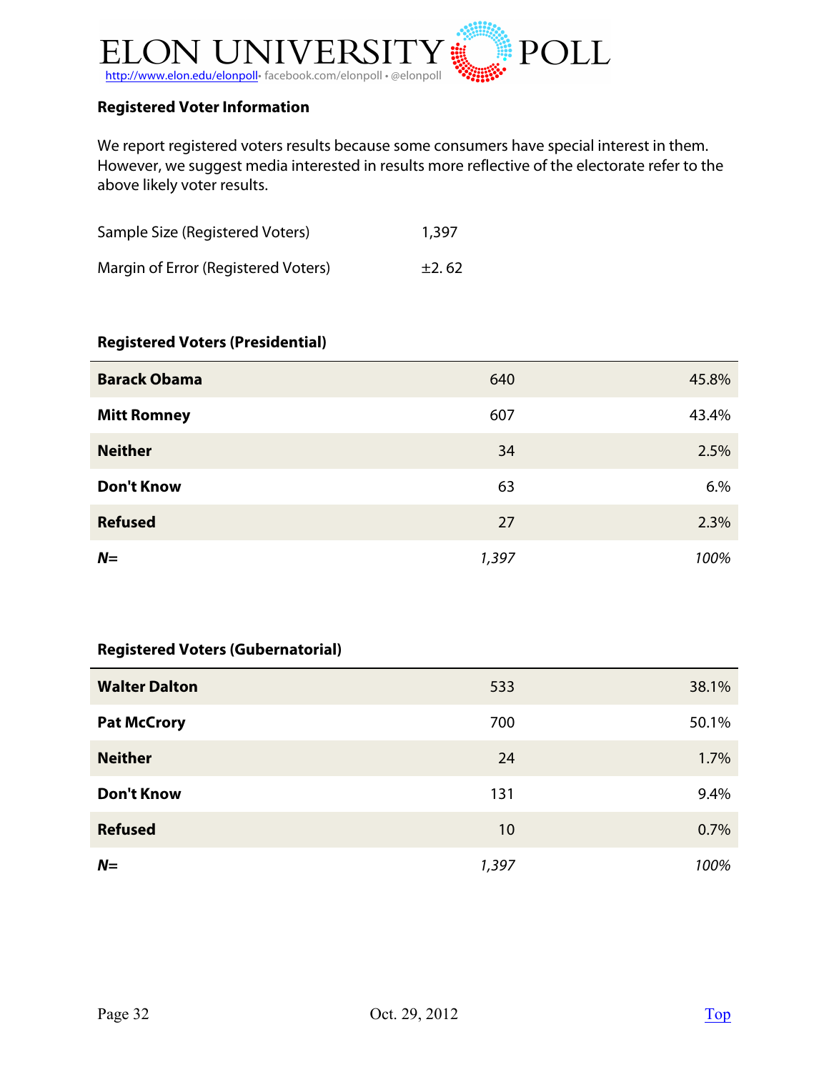## Registered Voter Information

We report registered voters results because some consumers have special interest in them. However, we suggest media interested in results more reflective of the electorate refer to the above likely voter results.

| | |
|---|---|
| Sample Size (Registered Voters) | 1,397 |
| Margin of Error (Registered Voters) | ±2. 62 |

### Registered Voters (Presidential)

| | | |
|---|---|---|
| **Barack Obama** | 640 | 45.8% |
| **Mitt Romney** | 607 | 43.4% |
| **Neither** | 34 | 2.5% |
| **Don't Know** | 63 | 6.% |
| **Refused** | 27 | 2.3% |
| ***N=*** | *1,397* | *100%* |

### Registered Voters (Gubernatorial)

| | | |
|---|---|---|
| **Walter Dalton** | 533 | 38.1% |
| **Pat McCrory** | 700 | 50.1% |
| **Neither** | 24 | 1.7% |
| **Don't Know** | 131 | 9.4% |
| **Refused** | 10 | 0.7% |
| ***N=*** | *1,397* | *100%* |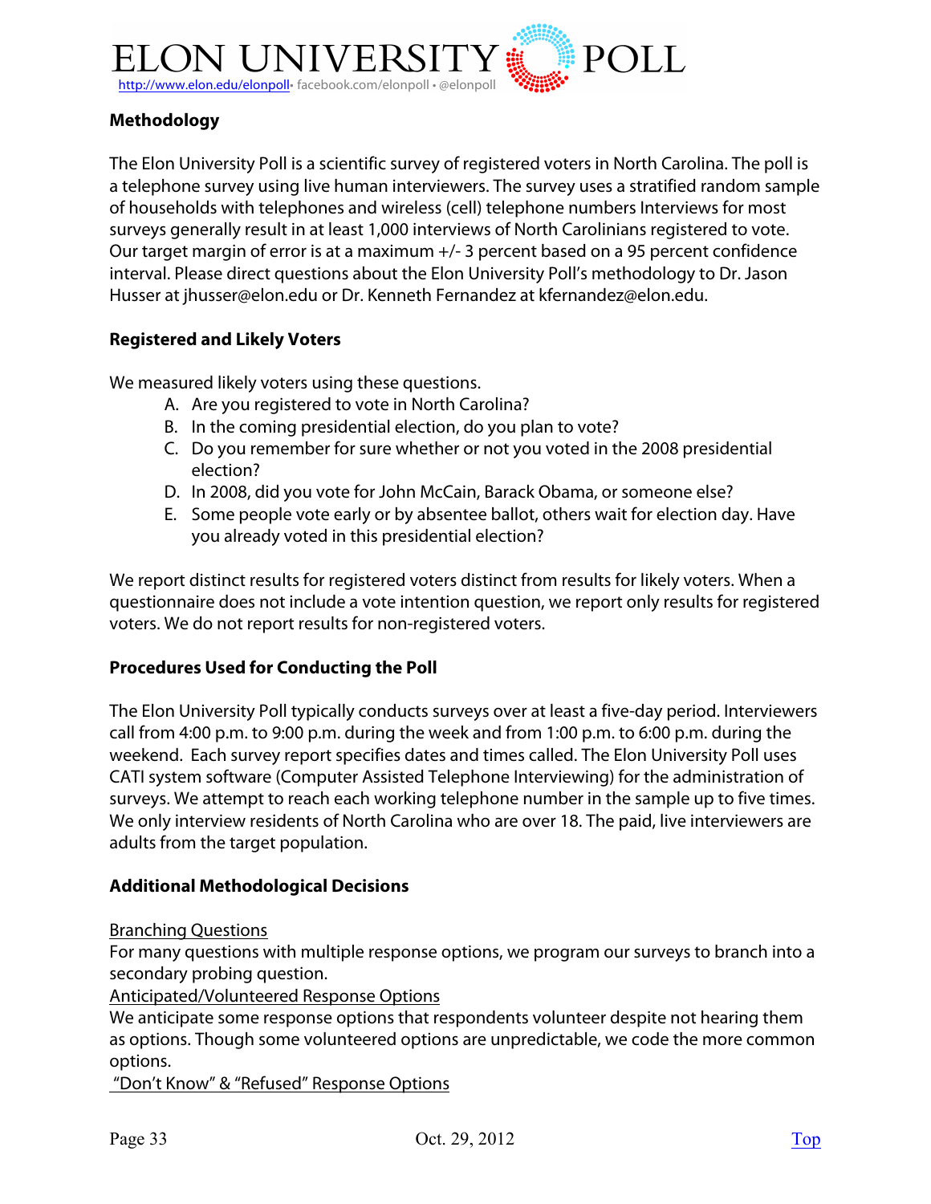## Methodology

The Elon University Poll is a scientific survey of registered voters in North Carolina. The poll is a telephone survey using live human interviewers. The survey uses a stratified random sample of households with telephones and wireless (cell) telephone numbers Interviews for most surveys generally result in at least 1,000 interviews of North Carolinians registered to vote. Our target margin of error is at a maximum +/- 3 percent based on a 95 percent confidence interval. Please direct questions about the Elon University Poll's methodology to Dr. Jason Husser at jhusser@elon.edu or Dr. Kenneth Fernandez at kfernandez@elon.edu.

## Registered and Likely Voters

We measured likely voters using these questions.

A. Are you registered to vote in North Carolina?
B. In the coming presidential election, do you plan to vote?
C. Do you remember for sure whether or not you voted in the 2008 presidential election?
D. In 2008, did you vote for John McCain, Barack Obama, or someone else?
E. Some people vote early or by absentee ballot, others wait for election day. Have you already voted in this presidential election?

We report distinct results for registered voters distinct from results for likely voters. When a questionnaire does not include a vote intention question, we report only results for registered voters. We do not report results for non-registered voters.

## Procedures Used for Conducting the Poll

The Elon University Poll typically conducts surveys over at least a five-day period. Interviewers call from 4:00 p.m. to 9:00 p.m. during the week and from 1:00 p.m. to 6:00 p.m. during the weekend. Each survey report specifies dates and times called. The Elon University Poll uses CATI system software (Computer Assisted Telephone Interviewing) for the administration of surveys. We attempt to reach each working telephone number in the sample up to five times. We only interview residents of North Carolina who are over 18. The paid, live interviewers are adults from the target population.

## Additional Methodological Decisions

Branching Questions
For many questions with multiple response options, we program our surveys to branch into a secondary probing question.

Anticipated/Volunteered Response Options
We anticipate some response options that respondents volunteer despite not hearing them as options. Though some volunteered options are unpredictable, we code the more common options.

"Don't Know" & "Refused" Response Options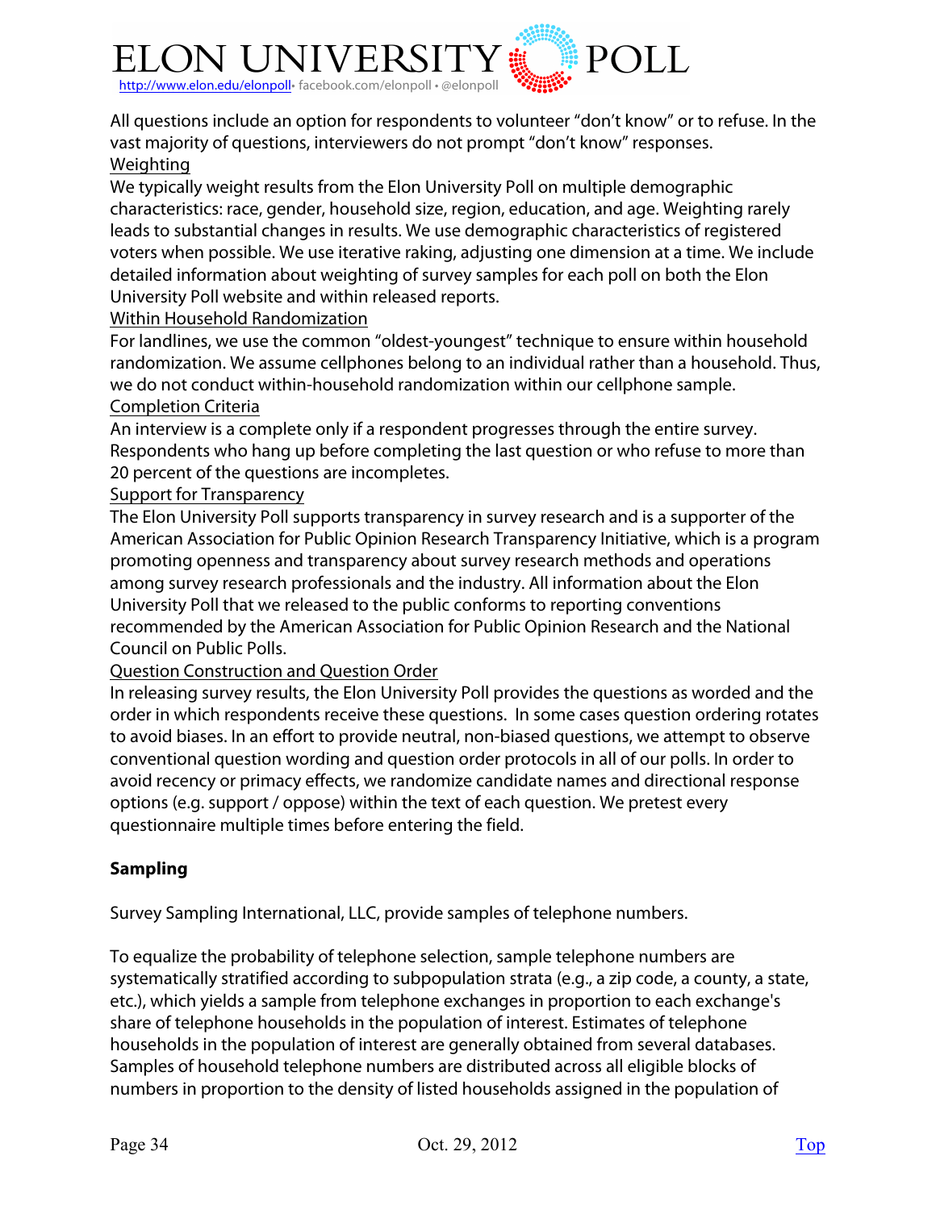All questions include an option for respondents to volunteer “don't know” or to refuse. In the vast majority of questions, interviewers do not prompt “don't know” responses.

Weighting

We typically weight results from the Elon University Poll on multiple demographic characteristics: race, gender, household size, region, education, and age. Weighting rarely leads to substantial changes in results. We use demographic characteristics of registered voters when possible. We use iterative raking, adjusting one dimension at a time. We include detailed information about weighting of survey samples for each poll on both the Elon University Poll website and within released reports.

Within Household Randomization

For landlines, we use the common “oldest-youngest” technique to ensure within household randomization. We assume cellphones belong to an individual rather than a household. Thus, we do not conduct within-household randomization within our cellphone sample.

Completion Criteria

An interview is a complete only if a respondent progresses through the entire survey. Respondents who hang up before completing the last question or who refuse to more than 20 percent of the questions are incompletes.

Support for Transparency

The Elon University Poll supports transparency in survey research and is a supporter of the American Association for Public Opinion Research Transparency Initiative, which is a program promoting openness and transparency about survey research methods and operations among survey research professionals and the industry. All information about the Elon University Poll that we released to the public conforms to reporting conventions recommended by the American Association for Public Opinion Research and the National Council on Public Polls.

Question Construction and Question Order

In releasing survey results, the Elon University Poll provides the questions as worded and the order in which respondents receive these questions. In some cases question ordering rotates to avoid biases. In an effort to provide neutral, non-biased questions, we attempt to observe conventional question wording and question order protocols in all of our polls. In order to avoid recency or primacy effects, we randomize candidate names and directional response options (e.g. support / oppose) within the text of each question. We pretest every questionnaire multiple times before entering the field.

**Sampling**

Survey Sampling International, LLC, provide samples of telephone numbers.

To equalize the probability of telephone selection, sample telephone numbers are systematically stratified according to subpopulation strata (e.g., a zip code, a county, a state, etc.), which yields a sample from telephone exchanges in proportion to each exchange's share of telephone households in the population of interest. Estimates of telephone households in the population of interest are generally obtained from several databases. Samples of household telephone numbers are distributed across all eligible blocks of numbers in proportion to the density of listed households assigned in the population of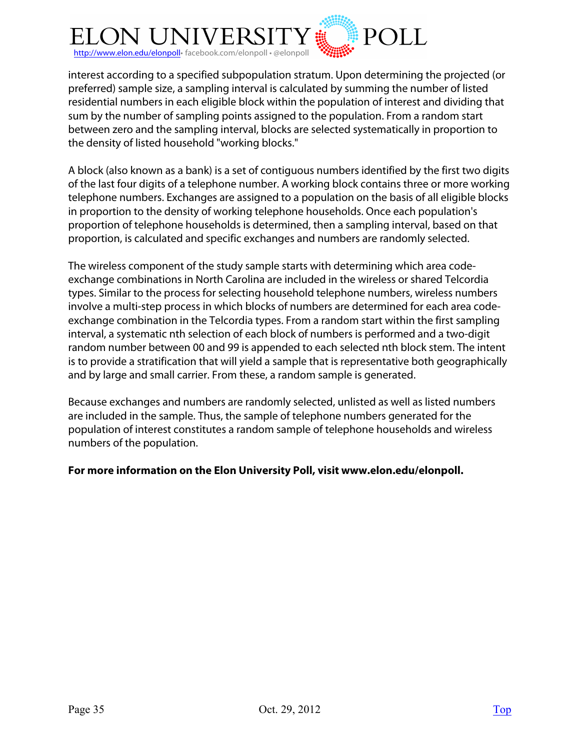interest according to a specified subpopulation stratum. Upon determining the projected (or preferred) sample size, a sampling interval is calculated by summing the number of listed residential numbers in each eligible block within the population of interest and dividing that sum by the number of sampling points assigned to the population. From a random start between zero and the sampling interval, blocks are selected systematically in proportion to the density of listed household "working blocks."

A block (also known as a bank) is a set of contiguous numbers identified by the first two digits of the last four digits of a telephone number. A working block contains three or more working telephone numbers. Exchanges are assigned to a population on the basis of all eligible blocks in proportion to the density of working telephone households. Once each population's proportion of telephone households is determined, then a sampling interval, based on that proportion, is calculated and specific exchanges and numbers are randomly selected.

The wireless component of the study sample starts with determining which area code-exchange combinations in North Carolina are included in the wireless or shared Telcordia types. Similar to the process for selecting household telephone numbers, wireless numbers involve a multi-step process in which blocks of numbers are determined for each area code-exchange combination in the Telcordia types. From a random start within the first sampling interval, a systematic nth selection of each block of numbers is performed and a two-digit random number between 00 and 99 is appended to each selected nth block stem. The intent is to provide a stratification that will yield a sample that is representative both geographically and by large and small carrier. From these, a random sample is generated.

Because exchanges and numbers are randomly selected, unlisted as well as listed numbers are included in the sample. Thus, the sample of telephone numbers generated for the population of interest constitutes a random sample of telephone households and wireless numbers of the population.

**For more information on the Elon University Poll, visit www.elon.edu/elonpoll.**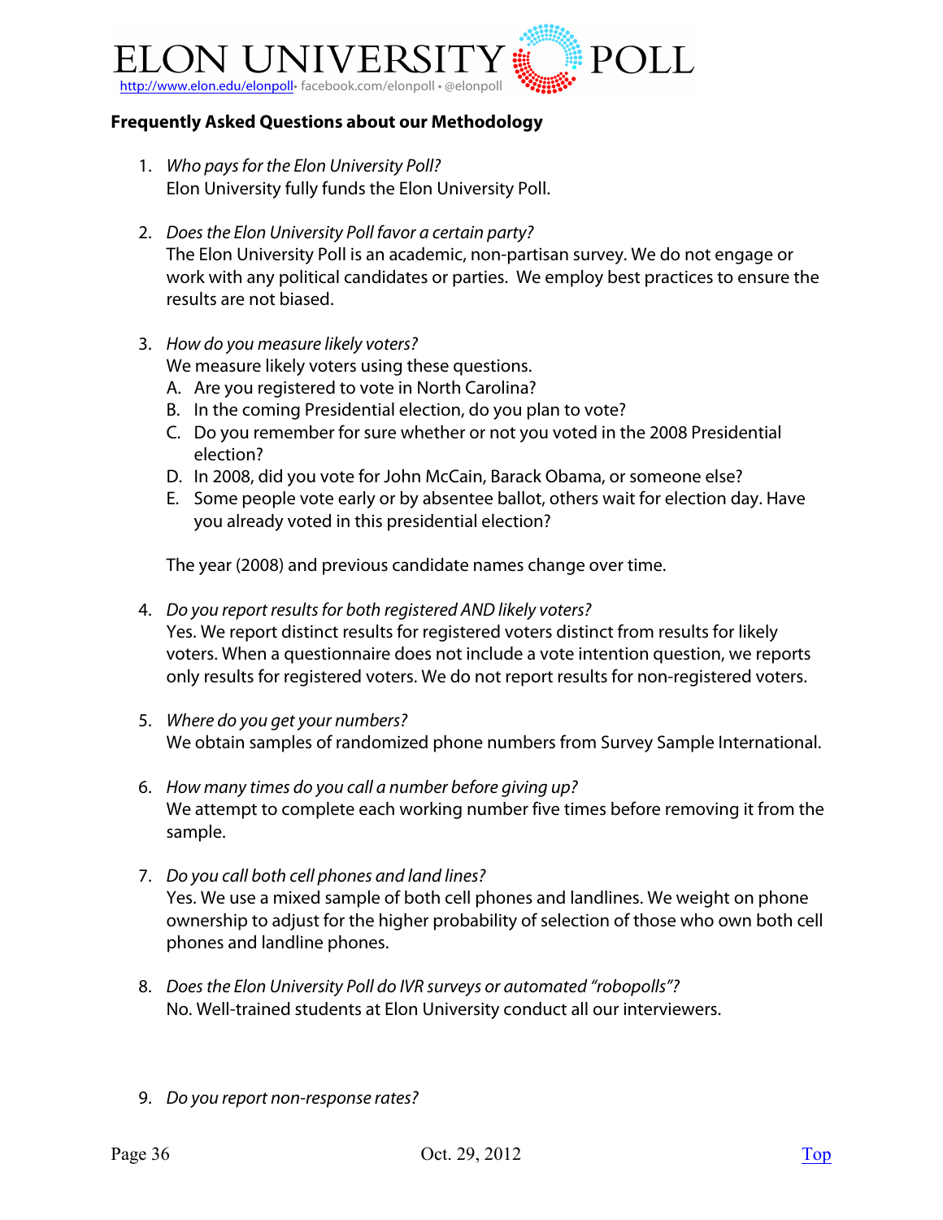## Frequently Asked Questions about our Methodology

1. *Who pays for the Elon University Poll?*
   Elon University fully funds the Elon University Poll.

2. *Does the Elon University Poll favor a certain party?*
   The Elon University Poll is an academic, non-partisan survey. We do not engage or work with any political candidates or parties. We employ best practices to ensure the results are not biased.

3. *How do you measure likely voters?*
   We measure likely voters using these questions.
   A. Are you registered to vote in North Carolina?
   B. In the coming Presidential election, do you plan to vote?
   C. Do you remember for sure whether or not you voted in the 2008 Presidential election?
   D. In 2008, did you vote for John McCain, Barack Obama, or someone else?
   E. Some people vote early or by absentee ballot, others wait for election day. Have you already voted in this presidential election?

   The year (2008) and previous candidate names change over time.

4. *Do you report results for both registered AND likely voters?*
   Yes. We report distinct results for registered voters distinct from results for likely voters. When a questionnaire does not include a vote intention question, we reports only results for registered voters. We do not report results for non-registered voters.

5. *Where do you get your numbers?*
   We obtain samples of randomized phone numbers from Survey Sample International.

6. *How many times do you call a number before giving up?*
   We attempt to complete each working number five times before removing it from the sample.

7. *Do you call both cell phones and land lines?*
   Yes. We use a mixed sample of both cell phones and landlines. We weight on phone ownership to adjust for the higher probability of selection of those who own both cell phones and landline phones.

8. *Does the Elon University Poll do IVR surveys or automated "robopolls"?*
   No. Well-trained students at Elon University conduct all our interviewers.

9. *Do you report non-response rates?*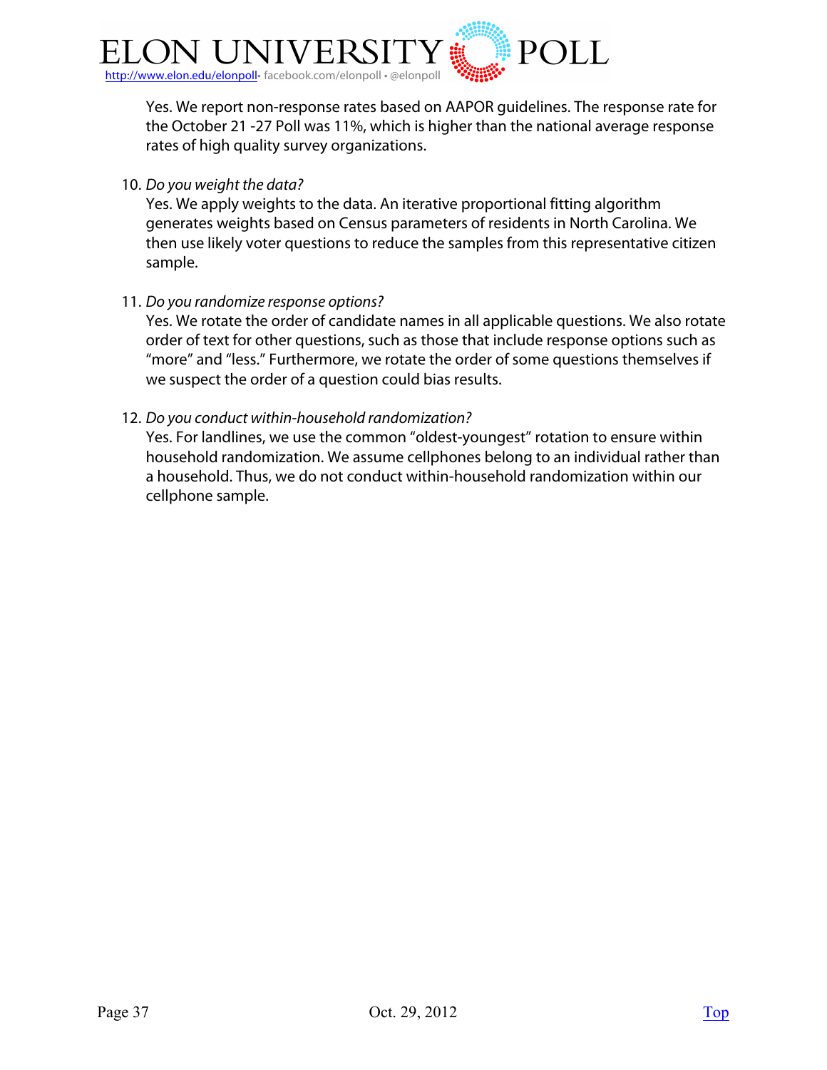Yes. We report non-response rates based on AAPOR guidelines. The response rate for the October 21 -27 Poll was 11%, which is higher than the national average response rates of high quality survey organizations.

10. *Do you weight the data?*
    Yes. We apply weights to the data. An iterative proportional fitting algorithm generates weights based on Census parameters of residents in North Carolina. We then use likely voter questions to reduce the samples from this representative citizen sample.

11. *Do you randomize response options?*
    Yes. We rotate the order of candidate names in all applicable questions. We also rotate order of text for other questions, such as those that include response options such as "more" and "less." Furthermore, we rotate the order of some questions themselves if we suspect the order of a question could bias results.

12. *Do you conduct within-household randomization?*
    Yes. For landlines, we use the common "oldest-youngest" rotation to ensure within household randomization. We assume cellphones belong to an individual rather than a household. Thus, we do not conduct within-household randomization within our cellphone sample.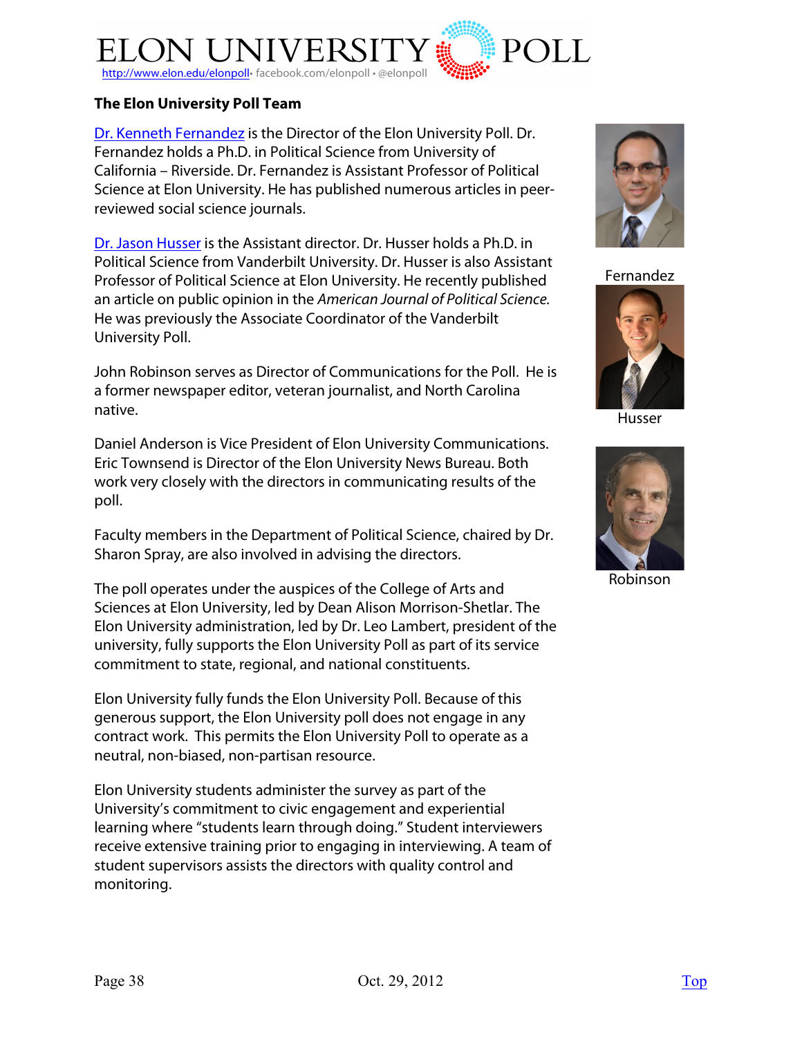## The Elon University Poll Team

[Dr. Kenneth Fernandez](#) is the Director of the Elon University Poll. Dr. Fernandez holds a Ph.D. in Political Science from University of California – Riverside. Dr. Fernandez is Assistant Professor of Political Science at Elon University. He has published numerous articles in peer-reviewed social science journals.

[Dr. Jason Husser](#) is the Assistant director. Dr. Husser holds a Ph.D. in Political Science from Vanderbilt University. Dr. Husser is also Assistant Professor of Political Science at Elon University. He recently published an article on public opinion in the *American Journal of Political Science*. He was previously the Associate Coordinator of the Vanderbilt University Poll.

John Robinson serves as Director of Communications for the Poll. He is a former newspaper editor, veteran journalist, and North Carolina native.

Daniel Anderson is Vice President of Elon University Communications. Eric Townsend is Director of the Elon University News Bureau. Both work very closely with the directors in communicating results of the poll.

Faculty members in the Department of Political Science, chaired by Dr. Sharon Spray, are also involved in advising the directors.

The poll operates under the auspices of the College of Arts and Sciences at Elon University, led by Dean Alison Morrison-Shetlar. The Elon University administration, led by Dr. Leo Lambert, president of the university, fully supports the Elon University Poll as part of its service commitment to state, regional, and national constituents.

Elon University fully funds the Elon University Poll. Because of this generous support, the Elon University poll does not engage in any contract work. This permits the Elon University Poll to operate as a neutral, non-biased, non-partisan resource.

Elon University students administer the survey as part of the University's commitment to civic engagement and experiential learning where "students learn through doing." Student interviewers receive extensive training prior to engaging in interviewing. A team of student supervisors assists the directors with quality control and monitoring.

Fernandez

Husser

Robinson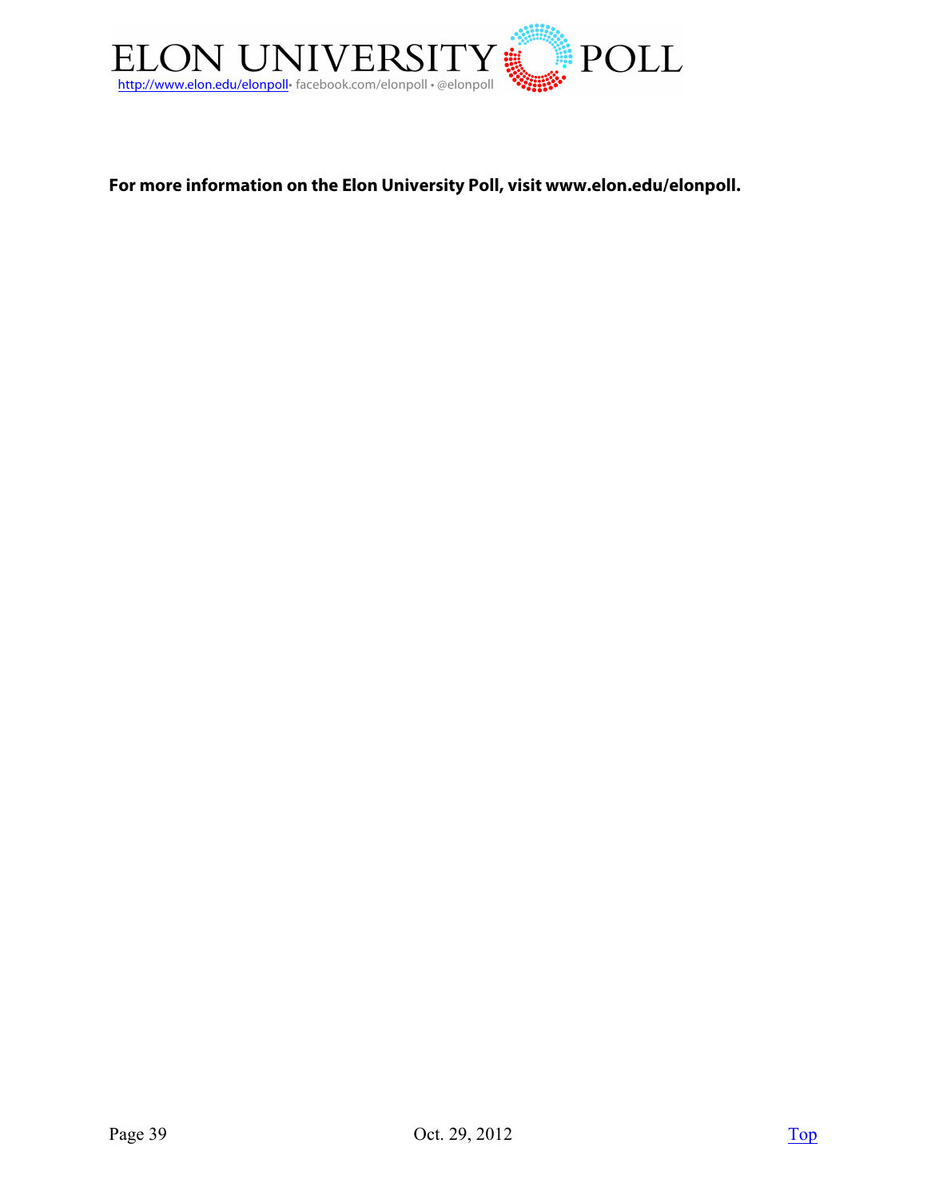**For more information on the Elon University Poll, visit www.elon.edu/elonpoll.**